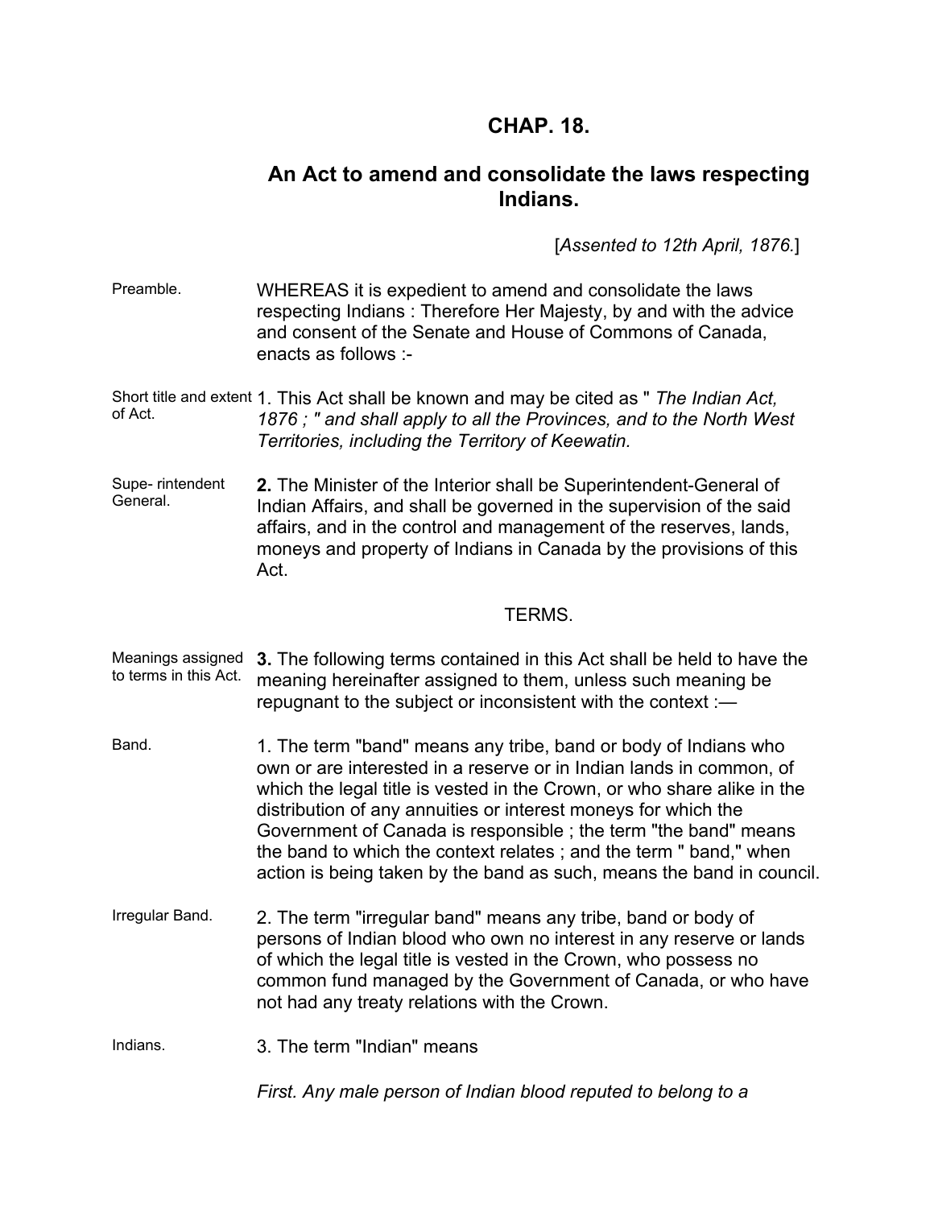# CHAP. 18.

## An Act to amend and consolidate the laws respecting Indians.

[*Assented to 12th April, 1876.*]

Preamble.

WHEREAS it is expedient to amend and consolidate the laws respecting Indians : Therefore Her Majesty, by and with the advice and consent of the Senate and House of Commons of Canada, enacts as follows :-

Short title and extent of Act.

1. This Act shall be known and may be cited as " *The Indian Act, 1876 ; " and shall apply to all the Provinces, and to the North West Territories, including the Territory of Keewatin.*

Supe- rintendent General.

**2.** The Minister of the Interior shall be Superintendent-General of Indian Affairs, and shall be governed in the supervision of the said affairs, and in the control and management of the reserves, lands, moneys and property of Indians in Canada by the provisions of this Act.

TERMS.

Meanings assigned to terms in this Act.

**3.** The following terms contained in this Act shall be held to have the meaning hereinafter assigned to them, unless such meaning be repugnant to the subject or inconsistent with the context :—

Band.

1. The term "band" means any tribe, band or body of Indians who own or are interested in a reserve or in Indian lands in common, of which the legal title is vested in the Crown, or who share alike in the distribution of any annuities or interest moneys for which the Government of Canada is responsible ; the term "the band" means the band to which the context relates ; and the term " band," when action is being taken by the band as such, means the band in council.

Irregular Band.

2. The term "irregular band" means any tribe, band or body of persons of Indian blood who own no interest in any reserve or lands of which the legal title is vested in the Crown, who possess no common fund managed by the Government of Canada, or who have not had any treaty relations with the Crown.

Indians.

3. The term "Indian" means

*First. Any male person of Indian blood reputed to belong to a*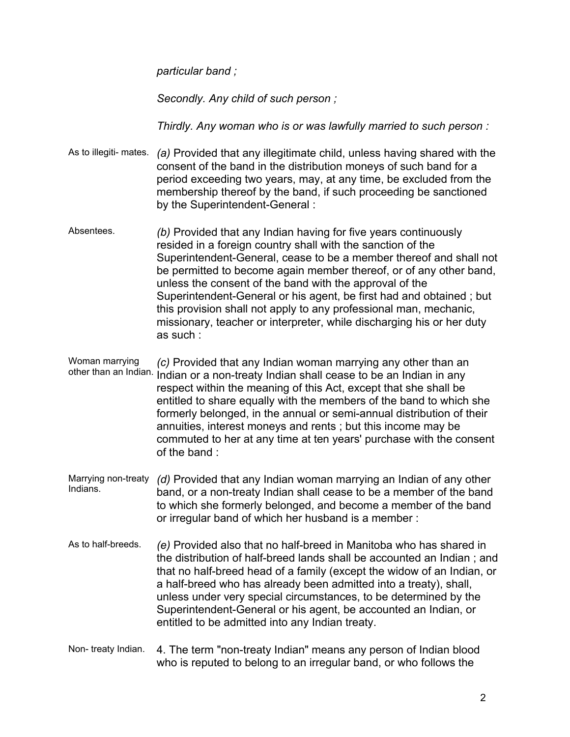*particular band ;*

*Secondly. Any child of such person ;*

*Thirdly. Any woman who is or was lawfully married to such person :*

As to illegiti- mates. *(a)* Provided that any illegitimate child, unless having shared with the consent of the band in the distribution moneys of such band for a period exceeding two years, may, at any time, be excluded from the membership thereof by the band, if such proceeding be sanctioned by the Superintendent-General :

Absentees. *(b)* Provided that any Indian having for five years continuously resided in a foreign country shall with the sanction of the Superintendent-General, cease to be a member thereof and shall not be permitted to become again member thereof, or of any other band, unless the consent of the band with the approval of the Superintendent-General or his agent, be first had and obtained ; but this provision shall not apply to any professional man, mechanic, missionary, teacher or interpreter, while discharging his or her duty as such :

Woman marrying other than an Indian. *(c)* Provided that any Indian woman marrying any other than an Indian or a non-treaty Indian shall cease to be an Indian in any respect within the meaning of this Act, except that she shall be entitled to share equally with the members of the band to which she formerly belonged, in the annual or semi-annual distribution of their annuities, interest moneys and rents ; but this income may be commuted to her at any time at ten years' purchase with the consent of the band :

Marrying non-treaty Indians. *(d)* Provided that any Indian woman marrying an Indian of any other band, or a non-treaty Indian shall cease to be a member of the band to which she formerly belonged, and become a member of the band or irregular band of which her husband is a member :

As to half-breeds. *(e)* Provided also that no half-breed in Manitoba who has shared in the distribution of half-breed lands shall be accounted an Indian ; and that no half-breed head of a family (except the widow of an Indian, or a half-breed who has already been admitted into a treaty), shall, unless under very special circumstances, to be determined by the Superintendent-General or his agent, be accounted an Indian, or entitled to be admitted into any Indian treaty.

Non- treaty Indian. 4. The term "non-treaty Indian" means any person of Indian blood who is reputed to belong to an irregular band, or who follows the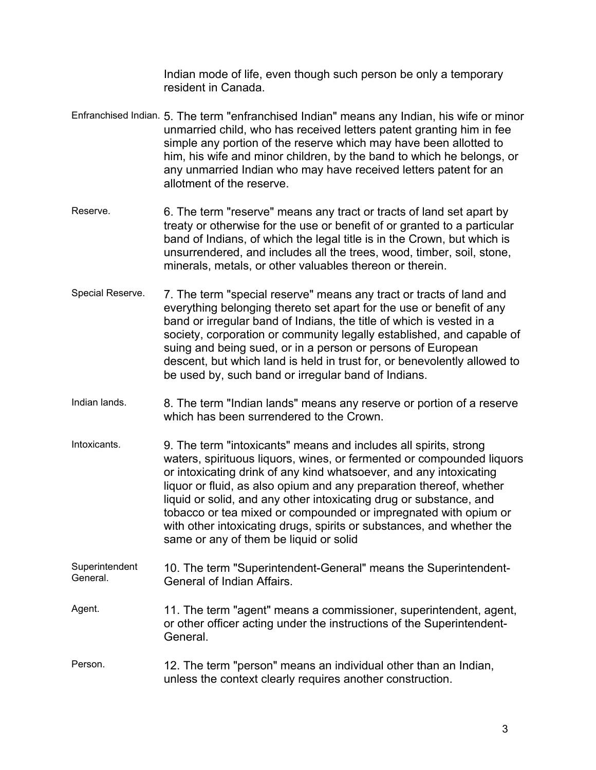Indian mode of life, even though such person be only a temporary resident in Canada.

Enfranchised Indian. 5. The term "enfranchised Indian" means any Indian, his wife or minor unmarried child, who has received letters patent granting him in fee simple any portion of the reserve which may have been allotted to him, his wife and minor children, by the band to which he belongs, or any unmarried Indian who may have received letters patent for an allotment of the reserve.

Reserve. 6. The term "reserve" means any tract or tracts of land set apart by treaty or otherwise for the use or benefit of or granted to a particular band of Indians, of which the legal title is in the Crown, but which is unsurrendered, and includes all the trees, wood, timber, soil, stone, minerals, metals, or other valuables thereon or therein.

Special Reserve. 7. The term "special reserve" means any tract or tracts of land and everything belonging thereto set apart for the use or benefit of any band or irregular band of Indians, the title of which is vested in a society, corporation or community legally established, and capable of suing and being sued, or in a person or persons of European descent, but which land is held in trust for, or benevolently allowed to be used by, such band or irregular band of Indians.

Indian lands. 8. The term "Indian lands" means any reserve or portion of a reserve which has been surrendered to the Crown.

Intoxicants. 9. The term "intoxicants" means and includes all spirits, strong waters, spirituous liquors, wines, or fermented or compounded liquors or intoxicating drink of any kind whatsoever, and any intoxicating liquor or fluid, as also opium and any preparation thereof, whether liquid or solid, and any other intoxicating drug or substance, and tobacco or tea mixed or compounded or impregnated with opium or with other intoxicating drugs, spirits or substances, and whether the same or any of them be liquid or solid

Superintendent General. 10. The term "Superintendent-General" means the Superintendent-General of Indian Affairs.

Agent. 11. The term "agent" means a commissioner, superintendent, agent, or other officer acting under the instructions of the Superintendent-General.

Person. 12. The term "person" means an individual other than an Indian, unless the context clearly requires another construction.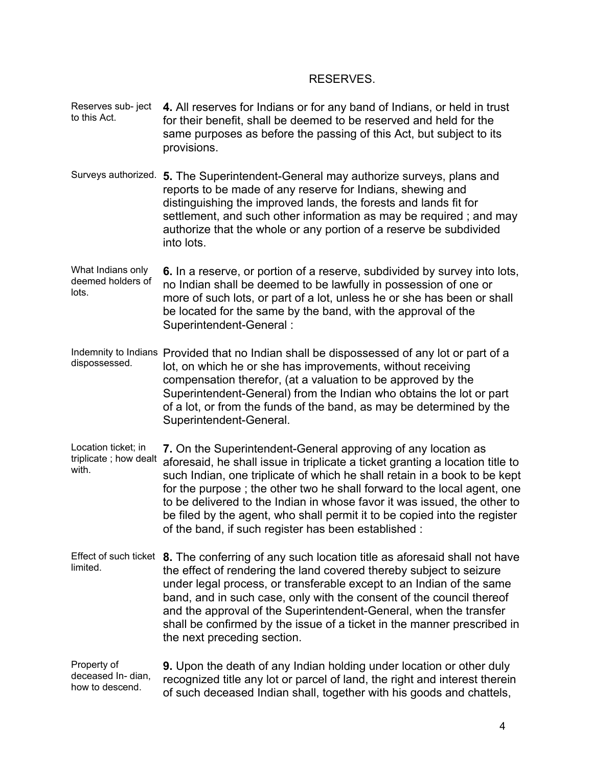## RESERVES.

Reserves subject to this Act.

**4.** All reserves for Indians or for any band of Indians, or held in trust for their benefit, shall be deemed to be reserved and held for the same purposes as before the passing of this Act, but subject to its provisions.

Surveys authorized.

**5.** The Superintendent-General may authorize surveys, plans and reports to be made of any reserve for Indians, shewing and distinguishing the improved lands, the forests and lands fit for settlement, and such other information as may be required ; and may authorize that the whole or any portion of a reserve be subdivided into lots.

What Indians only deemed holders of lots.

**6.** In a reserve, or portion of a reserve, subdivided by survey into lots, no Indian shall be deemed to be lawfully in possession of one or more of such lots, or part of a lot, unless he or she has been or shall be located for the same by the band, with the approval of the Superintendent-General :

Indemnity to Indians dispossessed.

Provided that no Indian shall be dispossessed of any lot or part of a lot, on which he or she has improvements, without receiving compensation therefor, (at a valuation to be approved by the Superintendent-General) from the Indian who obtains the lot or part of a lot, or from the funds of the band, as may be determined by the Superintendent-General.

Location ticket; in triplicate ; how dealt with.

**7.** On the Superintendent-General approving of any location as aforesaid, he shall issue in triplicate a ticket granting a location title to such Indian, one triplicate of which he shall retain in a book to be kept for the purpose ; the other two he shall forward to the local agent, one to be delivered to the Indian in whose favor it was issued, the other to be filed by the agent, who shall permit it to be copied into the register of the band, if such register has been established :

Effect of such ticket limited.

**8.** The conferring of any such location title as aforesaid shall not have the effect of rendering the land covered thereby subject to seizure under legal process, or transferable except to an Indian of the same band, and in such case, only with the consent of the council thereof and the approval of the Superintendent-General, when the transfer shall be confirmed by the issue of a ticket in the manner prescribed in the next preceding section.

Property of deceased Indian, how to descend.

**9.** Upon the death of any Indian holding under location or other duly recognized title any lot or parcel of land, the right and interest therein of such deceased Indian shall, together with his goods and chattels,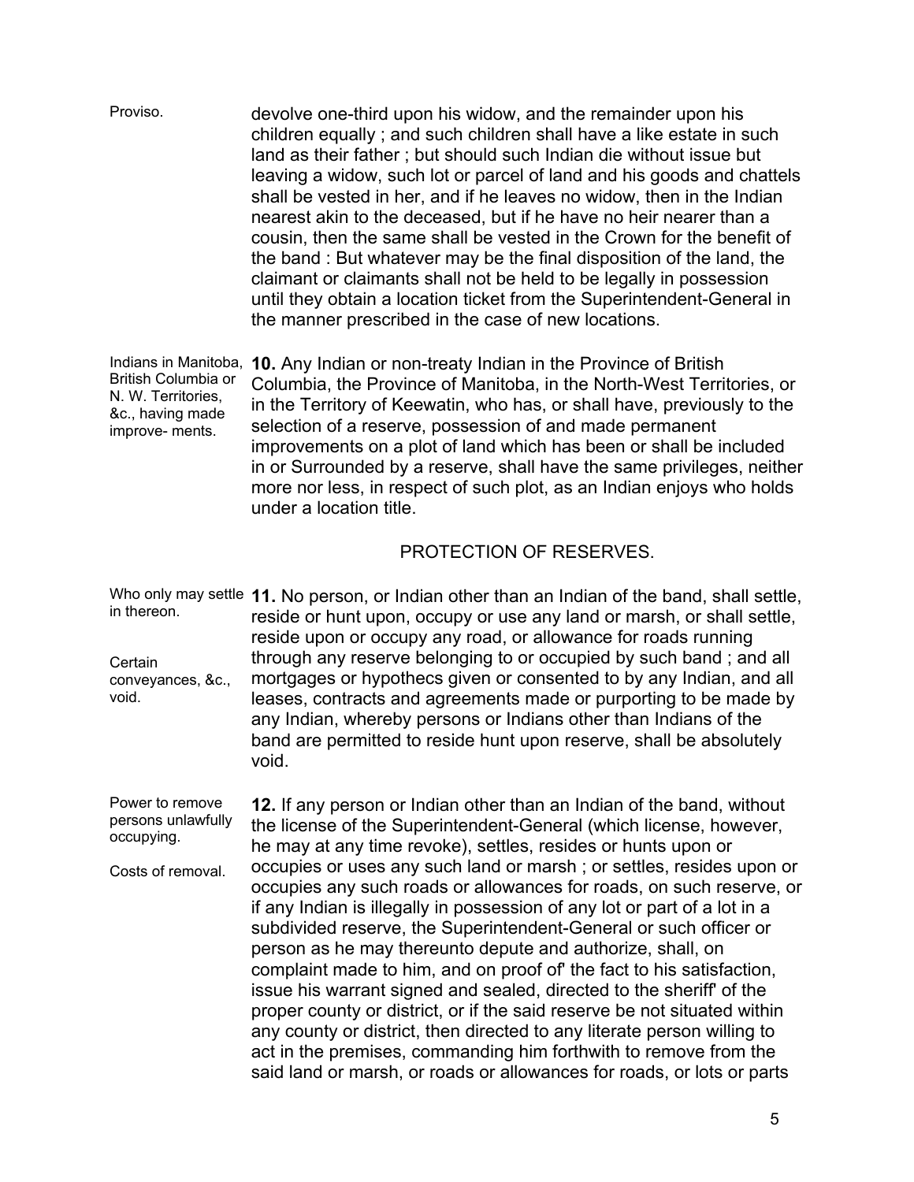Proviso.

devolve one-third upon his widow, and the remainder upon his children equally ; and such children shall have a like estate in such land as their father ; but should such Indian die without issue but leaving a widow, such lot or parcel of land and his goods and chattels shall be vested in her, and if he leaves no widow, then in the Indian nearest akin to the deceased, but if he have no heir nearer than a cousin, then the same shall be vested in the Crown for the benefit of the band : But whatever may be the final disposition of the land, the claimant or claimants shall not be held to be legally in possession until they obtain a location ticket from the Superintendent-General in the manner prescribed in the case of new locations.

Indians in Manitoba, British Columbia or N. W. Territories, &c., having made improve- ments.

**10.** Any Indian or non-treaty Indian in the Province of British Columbia, the Province of Manitoba, in the North-West Territories, or in the Territory of Keewatin, who has, or shall have, previously to the selection of a reserve, possession of and made permanent improvements on a plot of land which has been or shall be included in or Surrounded by a reserve, shall have the same privileges, neither more nor less, in respect of such plot, as an Indian enjoys who holds under a location title.

## PROTECTION OF RESERVES.

Who only may settle in thereon.

Certain conveyances, &c., void.

**11.** No person, or Indian other than an Indian of the band, shall settle, reside or hunt upon, occupy or use any land or marsh, or shall settle, reside upon or occupy any road, or allowance for roads running through any reserve belonging to or occupied by such band ; and all mortgages or hypothecs given or consented to by any Indian, and all leases, contracts and agreements made or purporting to be made by any Indian, whereby persons or Indians other than Indians of the band are permitted to reside hunt upon reserve, shall be absolutely void.

Power to remove persons unlawfully occupying.

Costs of removal.

**12.** If any person or Indian other than an Indian of the band, without the license of the Superintendent-General (which license, however, he may at any time revoke), settles, resides or hunts upon or occupies or uses any such land or marsh ; or settles, resides upon or occupies any such roads or allowances for roads, on such reserve, or if any Indian is illegally in possession of any lot or part of a lot in a subdivided reserve, the Superintendent-General or such officer or person as he may thereunto depute and authorize, shall, on complaint made to him, and on proof of' the fact to his satisfaction, issue his warrant signed and sealed, directed to the sheriff' of the proper county or district, or if the said reserve be not situated within any county or district, then directed to any literate person willing to act in the premises, commanding him forthwith to remove from the said land or marsh, or roads or allowances for roads, or lots or parts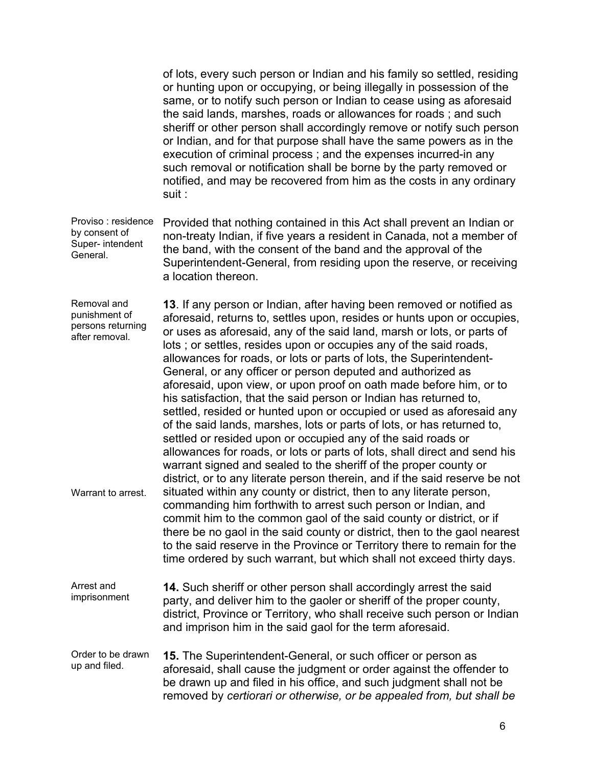of lots, every such person or Indian and his family so settled, residing or hunting upon or occupying, or being illegally in possession of the same, or to notify such person or Indian to cease using as aforesaid the said lands, marshes, roads or allowances for roads ; and such sheriff or other person shall accordingly remove or notify such person or Indian, and for that purpose shall have the same powers as in the execution of criminal process ; and the expenses incurred-in any such removal or notification shall be borne by the party removed or notified, and may be recovered from him as the costs in any ordinary suit :

Proviso : residence by consent of Super- intendent General.

Provided that nothing contained in this Act shall prevent an Indian or non-treaty Indian, if five years a resident in Canada, not a member of the band, with the consent of the band and the approval of the Superintendent-General, from residing upon the reserve, or receiving a location thereon.

Removal and punishment of persons returning after removal.

**13**. If any person or Indian, after having been removed or notified as aforesaid, returns to, settles upon, resides or hunts upon or occupies, or uses as aforesaid, any of the said land, marsh or lots, or parts of lots ; or settles, resides upon or occupies any of the said roads, allowances for roads, or lots or parts of lots, the Superintendent-General, or any officer or person deputed and authorized as aforesaid, upon view, or upon proof on oath made before him, or to his satisfaction, that the said person or Indian has returned to, settled, resided or hunted upon or occupied or used as aforesaid any of the said lands, marshes, lots or parts of lots, or has returned to, settled or resided upon or occupied any of the said roads or allowances for roads, or lots or parts of lots, shall direct and send his warrant signed and sealed to the sheriff of the proper county or district, or to any literate person therein, and if the said reserve be not situated within any county or district, then to any literate person, commanding him forthwith to arrest such person or Indian, and commit him to the common gaol of the said county or district, or if there be no gaol in the said county or district, then to the gaol nearest to the said reserve in the Province or Territory there to remain for the time ordered by such warrant, but which shall not exceed thirty days.

Warrant to arrest.

Arrest and imprisonment

**14.** Such sheriff or other person shall accordingly arrest the said party, and deliver him to the gaoler or sheriff of the proper county, district, Province or Territory, who shall receive such person or Indian and imprison him in the said gaol for the term aforesaid.

Order to be drawn up and filed.

**15.** The Superintendent-General, or such officer or person as aforesaid, shall cause the judgment or order against the offender to be drawn up and filed in his office, and such judgment shall not be removed by *certiorari or otherwise, or be appealed from, but shall be*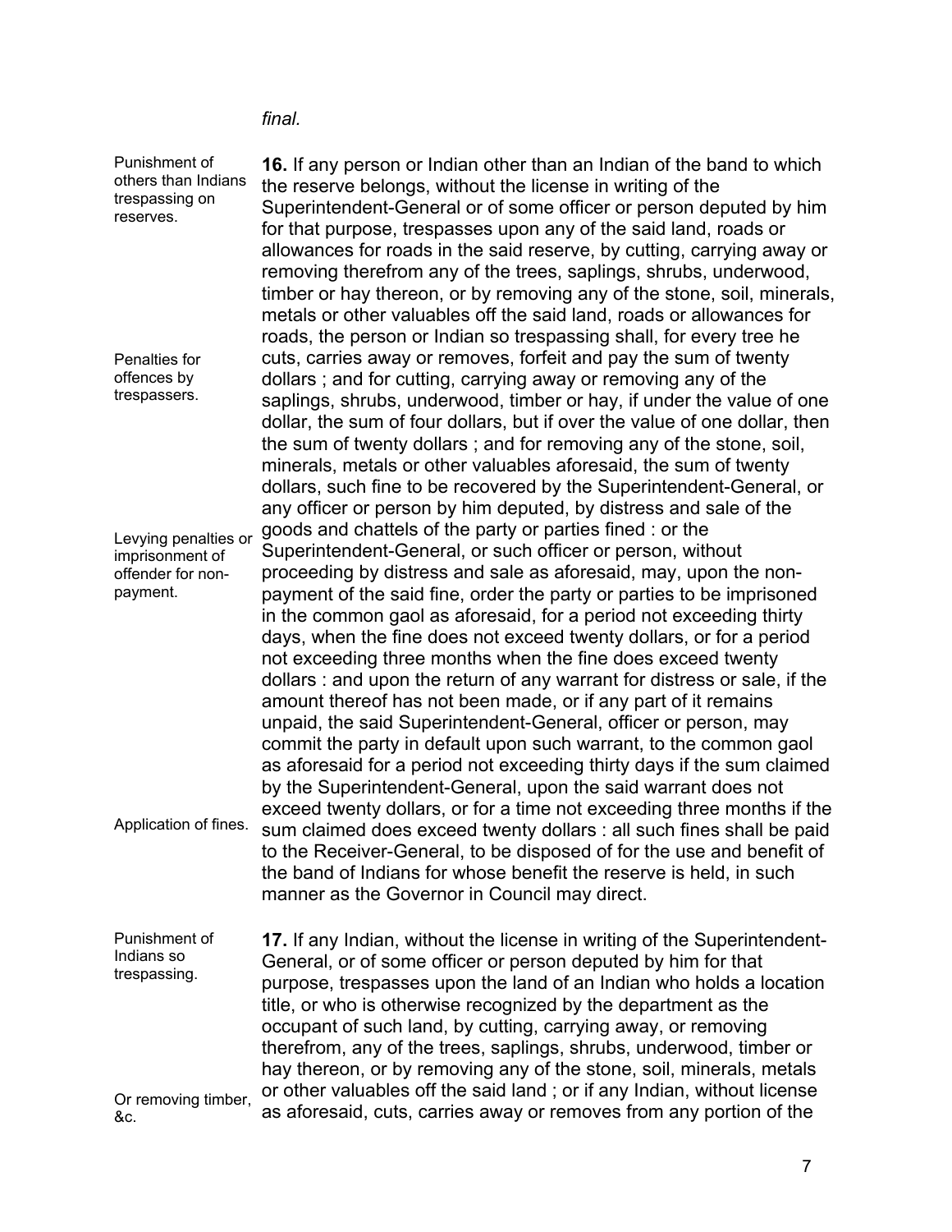*final.*

Punishment of others than Indians trespassing on reserves.

**16.** If any person or Indian other than an Indian of the band to which the reserve belongs, without the license in writing of the Superintendent-General or of some officer or person deputed by him for that purpose, trespasses upon any of the said land, roads or allowances for roads in the said reserve, by cutting, carrying away or removing therefrom any of the trees, saplings, shrubs, underwood, timber or hay thereon, or by removing any of the stone, soil, minerals, metals or other valuables off the said land, roads or allowances for roads, the person or Indian so trespassing shall, for every tree he cuts, carries away or removes, forfeit and pay the sum of twenty dollars ; and for cutting, carrying away or removing any of the saplings, shrubs, underwood, timber or hay, if under the value of one dollar, the sum of four dollars, but if over the value of one dollar, then the sum of twenty dollars ; and for removing any of the stone, soil, minerals, metals or other valuables aforesaid, the sum of twenty dollars, such fine to be recovered by the Superintendent-General, or any officer or person by him deputed, by distress and sale of the goods and chattels of the party or parties fined : or the Superintendent-General, or such officer or person, without proceeding by distress and sale as aforesaid, may, upon the non-payment of the said fine, order the party or parties to be imprisoned in the common gaol as aforesaid, for a period not exceeding thirty days, when the fine does not exceed twenty dollars, or for a period not exceeding three months when the fine does exceed twenty dollars : and upon the return of any warrant for distress or sale, if the amount thereof has not been made, or if any part of it remains unpaid, the said Superintendent-General, officer or person, may commit the party in default upon such warrant, to the common gaol as aforesaid for a period not exceeding thirty days if the sum claimed by the Superintendent-General, upon the said warrant does not exceed twenty dollars, or for a time not exceeding three months if the sum claimed does exceed twenty dollars : all such fines shall be paid to the Receiver-General, to be disposed of for the use and benefit of the band of Indians for whose benefit the reserve is held, in such manner as the Governor in Council may direct.

Penalties for offences by trespassers.

Levying penalties or imprisonment of offender for non-payment.

Application of fines.

Punishment of Indians so trespassing.

**17.** If any Indian, without the license in writing of the Superintendent-General, or of some officer or person deputed by him for that purpose, trespasses upon the land of an Indian who holds a location title, or who is otherwise recognized by the department as the occupant of such land, by cutting, carrying away, or removing therefrom, any of the trees, saplings, shrubs, underwood, timber or hay thereon, or by removing any of the stone, soil, minerals, metals or other valuables off the said land ; or if any Indian, without license as aforesaid, cuts, carries away or removes from any portion of the

Or removing timber, &c.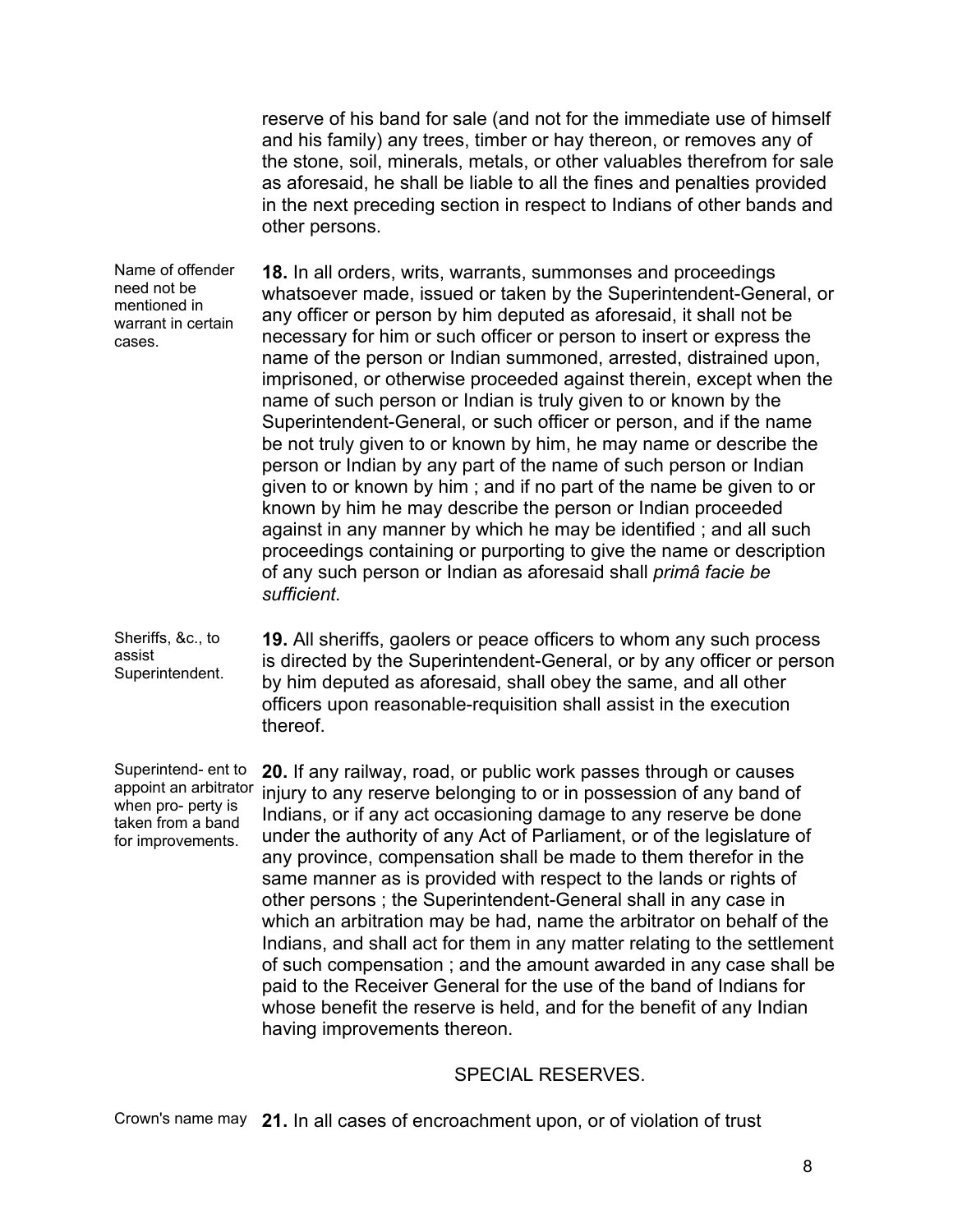reserve of his band for sale (and not for the immediate use of himself and his family) any trees, timber or hay thereon, or removes any of the stone, soil, minerals, metals, or other valuables therefrom for sale as aforesaid, he shall be liable to all the fines and penalties provided in the next preceding section in respect to Indians of other bands and other persons.

Name of offender need not be mentioned in warrant in certain cases.

**18.** In all orders, writs, warrants, summonses and proceedings whatsoever made, issued or taken by the Superintendent-General, or any officer or person by him deputed as aforesaid, it shall not be necessary for him or such officer or person to insert or express the name of the person or Indian summoned, arrested, distrained upon, imprisoned, or otherwise proceeded against therein, except when the name of such person or Indian is truly given to or known by the Superintendent-General, or such officer or person, and if the name be not truly given to or known by him, he may name or describe the person or Indian by any part of the name of such person or Indian given to or known by him ; and if no part of the name be given to or known by him he may describe the person or Indian proceeded against in any manner by which he may be identified ; and all such proceedings containing or purporting to give the name or description of any such person or Indian as aforesaid shall *primâ facie be sufficient.*

Sheriffs, &c., to assist Superintendent.

**19.** All sheriffs, gaolers or peace officers to whom any such process is directed by the Superintendent-General, or by any officer or person by him deputed as aforesaid, shall obey the same, and all other officers upon reasonable-requisition shall assist in the execution thereof.

Superintend- ent to appoint an arbitrator when pro- perty is taken from a band for improvements.

**20.** If any railway, road, or public work passes through or causes injury to any reserve belonging to or in possession of any band of Indians, or if any act occasioning damage to any reserve be done under the authority of any Act of Parliament, or of the legislature of any province, compensation shall be made to them therefor in the same manner as is provided with respect to the lands or rights of other persons ; the Superintendent-General shall in any case in which an arbitration may be had, name the arbitrator on behalf of the Indians, and shall act for them in any matter relating to the settlement of such compensation ; and the amount awarded in any case shall be paid to the Receiver General for the use of the band of Indians for whose benefit the reserve is held, and for the benefit of any Indian having improvements thereon.

## SPECIAL RESERVES.

Crown's name may

**21.** In all cases of encroachment upon, or of violation of trust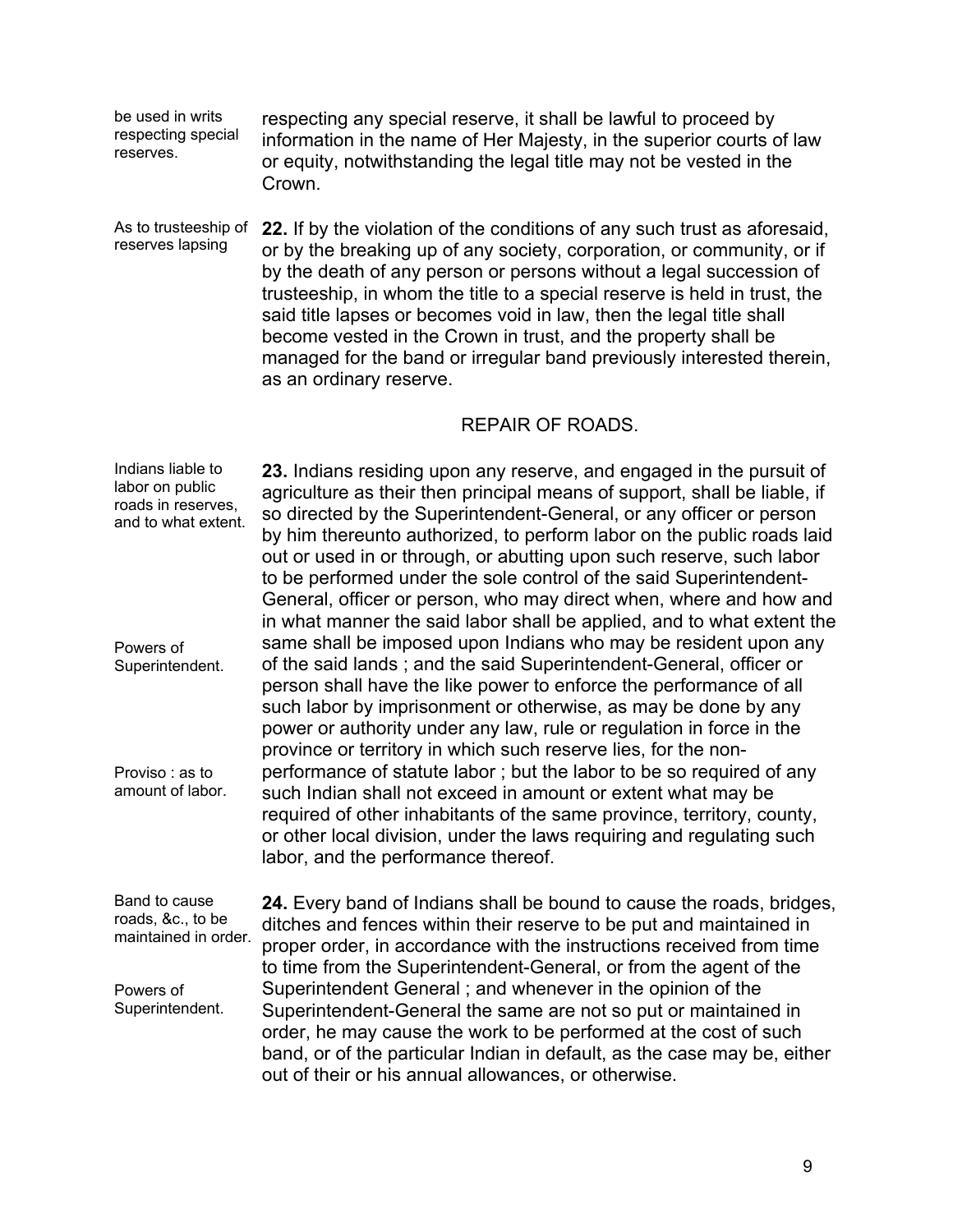*be used in writs respecting special reserves.*

respecting any special reserve, it shall be lawful to proceed by information in the name of Her Majesty, in the superior courts of law or equity, notwithstanding the legal title may not be vested in the Crown.

*As to trusteeship of reserves lapsing*

**22.** If by the violation of the conditions of any such trust as aforesaid, or by the breaking up of any society, corporation, or community, or if by the death of any person or persons without a legal succession of trusteeship, in whom the title to a special reserve is held in trust, the said title lapses or becomes void in law, then the legal title shall become vested in the Crown in trust, and the property shall be managed for the band or irregular band previously interested therein, as an ordinary reserve.

## REPAIR OF ROADS.

*Indians liable to labor on public roads in reserves, and to what extent.*

*Powers of Superintendent.*

*Proviso : as to amount of labor.*

**23.** Indians residing upon any reserve, and engaged in the pursuit of agriculture as their then principal means of support, shall be liable, if so directed by the Superintendent-General, or any officer or person by him thereunto authorized, to perform labor on the public roads laid out or used in or through, or abutting upon such reserve, such labor to be performed under the sole control of the said Superintendent-General, officer or person, who may direct when, where and how and in what manner the said labor shall be applied, and to what extent the same shall be imposed upon Indians who may be resident upon any of the said lands ; and the said Superintendent-General, officer or person shall have the like power to enforce the performance of all such labor by imprisonment or otherwise, as may be done by any power or authority under any law, rule or regulation in force in the province or territory in which such reserve lies, for the non-performance of statute labor ; but the labor to be so required of any such Indian shall not exceed in amount or extent what may be required of other inhabitants of the same province, territory, county, or other local division, under the laws requiring and regulating such labor, and the performance thereof.

*Band to cause roads, &c., to be maintained in order.*

*Powers of Superintendent.*

**24.** Every band of Indians shall be bound to cause the roads, bridges, ditches and fences within their reserve to be put and maintained in proper order, in accordance with the instructions received from time to time from the Superintendent-General, or from the agent of the Superintendent General ; and whenever in the opinion of the Superintendent-General the same are not so put or maintained in order, he may cause the work to be performed at the cost of such band, or of the particular Indian in default, as the case may be, either out of their or his annual allowances, or otherwise.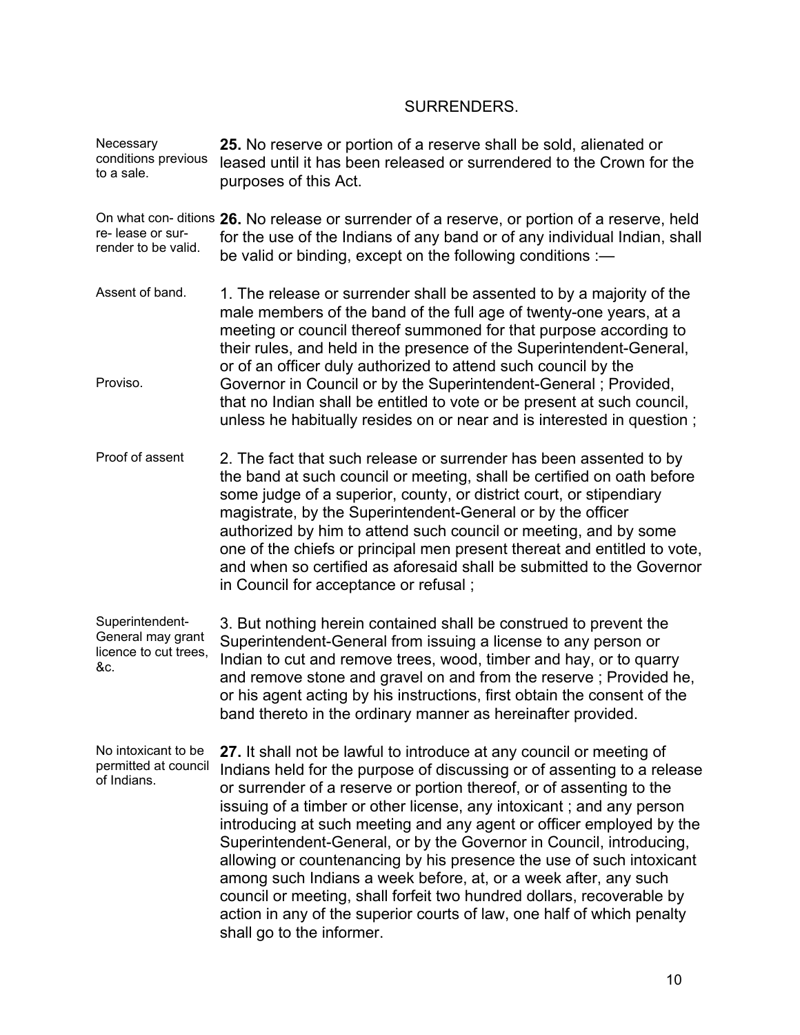## SURRENDERS.

Necessary conditions previous to a sale.

**25.** No reserve or portion of a reserve shall be sold, alienated or leased until it has been released or surrendered to the Crown for the purposes of this Act.

On what con- ditions re- lease or sur- render to be valid.

**26.** No release or surrender of a reserve, or portion of a reserve, held for the use of the Indians of any band or of any individual Indian, shall be valid or binding, except on the following conditions :—

Assent of band.

1. The release or surrender shall be assented to by a majority of the male members of the band of the full age of twenty-one years, at a meeting or council thereof summoned for that purpose according to their rules, and held in the presence of the Superintendent-General, or of an officer duly authorized to attend such council by the Governor in Council or by the Superintendent-General ; Provided, that no Indian shall be entitled to vote or be present at such council, unless he habitually resides on or near and is interested in question ;

Proviso.

Proof of assent

2. The fact that such release or surrender has been assented to by the band at such council or meeting, shall be certified on oath before some judge of a superior, county, or district court, or stipendiary magistrate, by the Superintendent-General or by the officer authorized by him to attend such council or meeting, and by some one of the chiefs or principal men present thereat and entitled to vote, and when so certified as aforesaid shall be submitted to the Governor in Council for acceptance or refusal ;

Superintendent-General may grant licence to cut trees, &c.

3. But nothing herein contained shall be construed to prevent the Superintendent-General from issuing a license to any person or Indian to cut and remove trees, wood, timber and hay, or to quarry and remove stone and gravel on and from the reserve ; Provided he, or his agent acting by his instructions, first obtain the consent of the band thereto in the ordinary manner as hereinafter provided.

No intoxicant to be permitted at council of Indians.

**27.** It shall not be lawful to introduce at any council or meeting of Indians held for the purpose of discussing or of assenting to a release or surrender of a reserve or portion thereof, or of assenting to the issuing of a timber or other license, any intoxicant ; and any person introducing at such meeting and any agent or officer employed by the Superintendent-General, or by the Governor in Council, introducing, allowing or countenancing by his presence the use of such intoxicant among such Indians a week before, at, or a week after, any such council or meeting, shall forfeit two hundred dollars, recoverable by action in any of the superior courts of law, one half of which penalty shall go to the informer.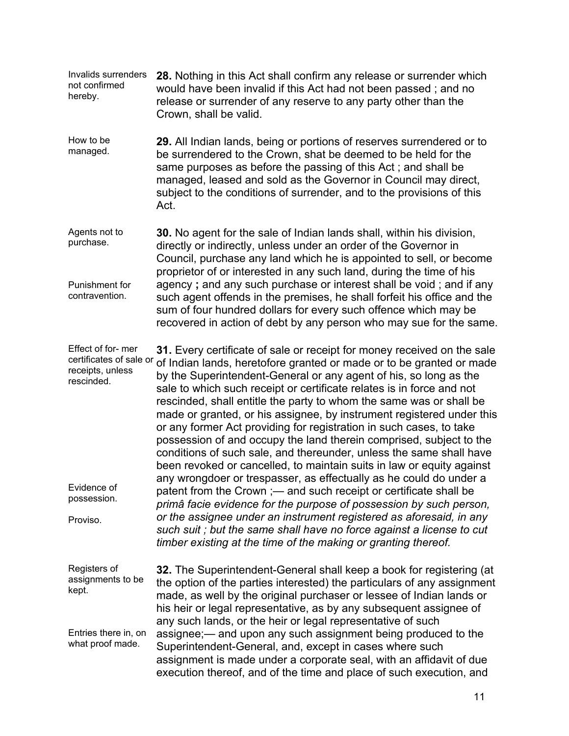Invalids surrenders not confirmed hereby.

**28.** Nothing in this Act shall confirm any release or surrender which would have been invalid if this Act had not been passed ; and no release or surrender of any reserve to any party other than the Crown, shall be valid.

How to be managed.

**29.** All Indian lands, being or portions of reserves surrendered or to be surrendered to the Crown, shat be deemed to be held for the same purposes as before the passing of this Act ; and shall be managed, leased and sold as the Governor in Council may direct, subject to the conditions of surrender, and to the provisions of this Act.

Agents not to purchase.

Punishment for contravention.

**30.** No agent for the sale of Indian lands shall, within his division, directly or indirectly, unless under an order of the Governor in Council, purchase any land which he is appointed to sell, or become proprietor of or interested in any such land, during the time of his agency **;** and any such purchase or interest shall be void ; and if any such agent offends in the premises, he shall forfeit his office and the sum of four hundred dollars for every such offence which may be recovered in action of debt by any person who may sue for the same.

Effect of for- mer certificates of sale or receipts, unless rescinded.

Evidence of possession.

Proviso.

**31.** Every certificate of sale or receipt for money received on the sale of Indian lands, heretofore granted or made or to be granted or made by the Superintendent-General or any agent of his, so long as the sale to which such receipt or certificate relates is in force and not rescinded, shall entitle the party to whom the same was or shall be made or granted, or his assignee, by instrument registered under this or any former Act providing for registration in such cases, to take possession of and occupy the land therein comprised, subject to the conditions of such sale, and thereunder, unless the same shall have been revoked or cancelled, to maintain suits in law or equity against any wrongdoer or trespasser, as effectually as he could do under a patent from the Crown ;— and such receipt or certificate shall be *primâ facie evidence for the purpose of possession by such person, or the assignee under an instrument registered as aforesaid, in any such suit ; but the same shall have no force against a license to cut timber existing at the time of the making or granting thereof.*

Registers of assignments to be kept.

Entries there in, on what proof made.

**32.** The Superintendent-General shall keep a book for registering (at the option of the parties interested) the particulars of any assignment made, as well by the original purchaser or lessee of Indian lands or his heir or legal representative, as by any subsequent assignee of any such lands, or the heir or legal representative of such assignee;— and upon any such assignment being produced to the Superintendent-General, and, except in cases where such assignment is made under a corporate seal, with an affidavit of due execution thereof, and of the time and place of such execution, and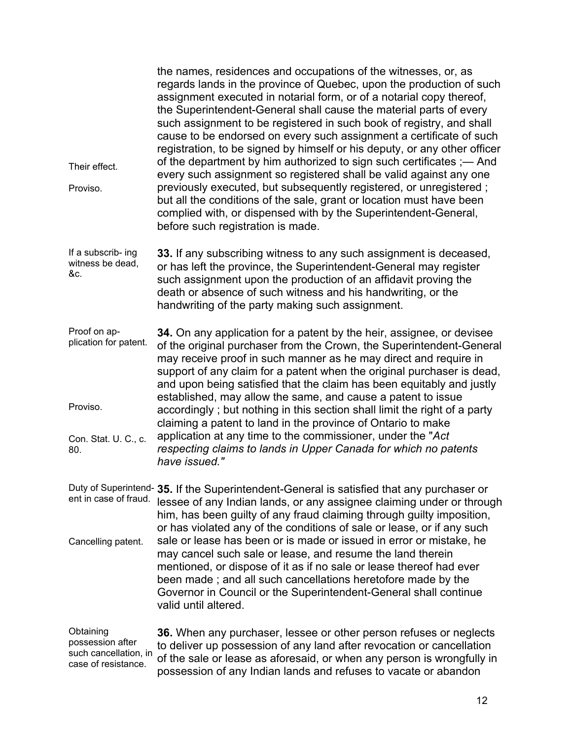the names, residences and occupations of the witnesses, or, as regards lands in the province of Quebec, upon the production of such assignment executed in notarial form, or of a notarial copy thereof, the Superintendent-General shall cause the material parts of every such assignment to be registered in such book of registry, and shall cause to be endorsed on every such assignment a certificate of such registration, to be signed by himself or his deputy, or any other officer of the department by him authorized to sign such certificates ;— And every such assignment so registered shall be valid against any one previously executed, but subsequently registered, or unregistered ; but all the conditions of the sale, grant or location must have been complied with, or dispensed with by the Superintendent-General, before such registration is made.

*Their effect.*

*Proviso.*

*If a subscrib- ing witness be dead, &c.*

**33.** If any subscribing witness to any such assignment is deceased, or has left the province, the Superintendent-General may register such assignment upon the production of an affidavit proving the death or absence of such witness and his handwriting, or the handwriting of the party making such assignment.

*Proof on ap- plication for patent.*

**34.** On any application for a patent by the heir, assignee, or devisee of the original purchaser from the Crown, the Superintendent-General may receive proof in such manner as he may direct and require in support of any claim for a patent when the original purchaser is dead, and upon being satisfied that the claim has been equitably and justly established, may allow the same, and cause a patent to issue accordingly ; but nothing in this section shall limit the right of a party claiming a patent to land in the province of Ontario to make application at any time to the commissioner, under the "*Act respecting claims to lands in Upper Canada for which no patents have issued."*

*Proviso.*

*Con. Stat. U. C., c. 80.*

*Duty of Superintend- ent in case of fraud.*

**35.** If the Superintendent-General is satisfied that any purchaser or lessee of any Indian lands, or any assignee claiming under or through him, has been guilty of any fraud claiming through guilty imposition, or has violated any of the conditions of sale or lease, or if any such sale or lease has been or is made or issued in error or mistake, he may cancel such sale or lease, and resume the land therein mentioned, or dispose of it as if no sale or lease thereof had ever been made ; and all such cancellations heretofore made by the Governor in Council or the Superintendent-General shall continue valid until altered.

*Cancelling patent.*

*Obtaining possession after such cancellation, in case of resistance.*

**36.** When any purchaser, lessee or other person refuses or neglects to deliver up possession of any land after revocation or cancellation of the sale or lease as aforesaid, or when any person is wrongfully in possession of any Indian lands and refuses to vacate or abandon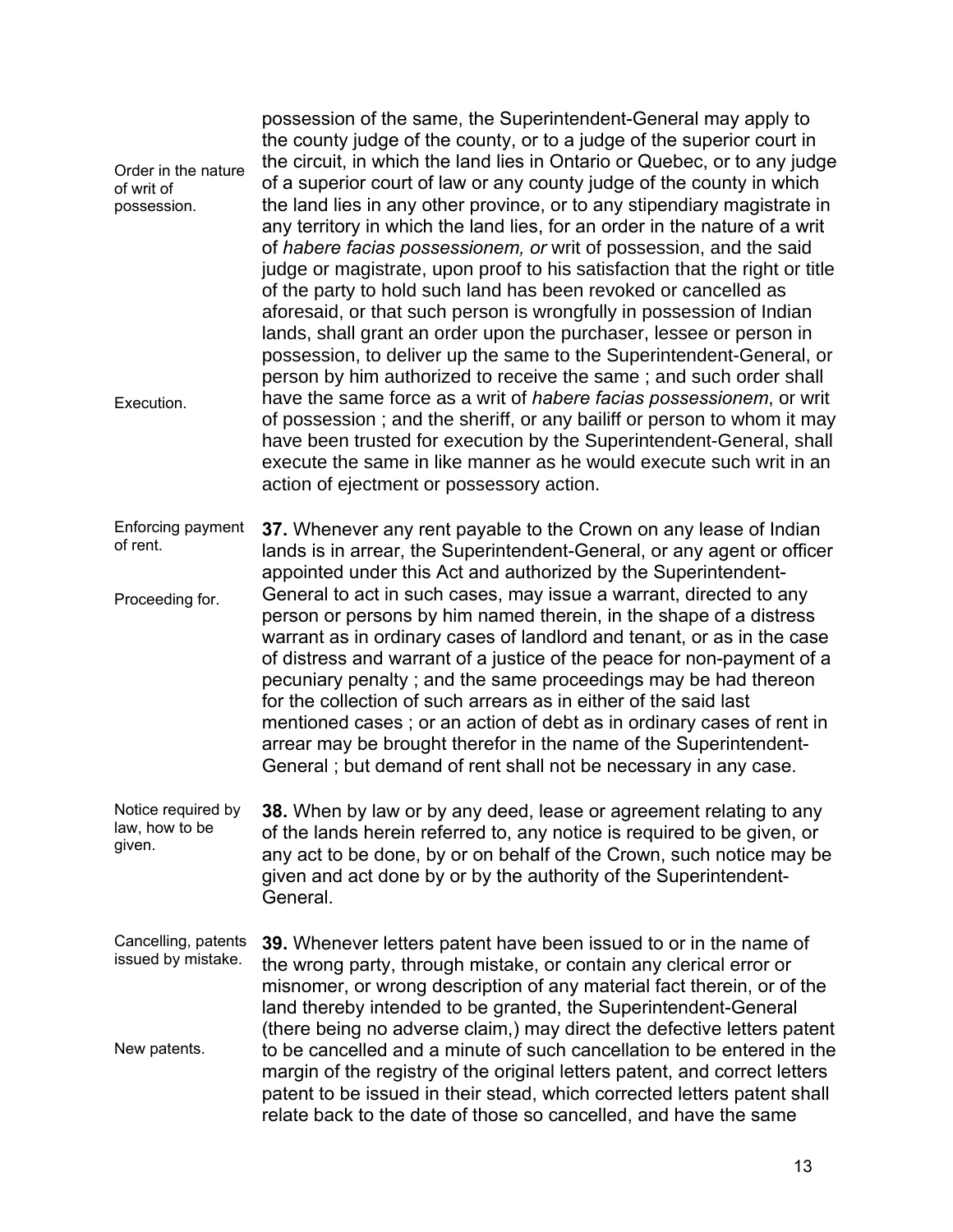possession of the same, the Superintendent-General may apply to the county judge of the county, or to a judge of the superior court in the circuit, in which the land lies in Ontario or Quebec, or to any judge of a superior court of law or any county judge of the county in which the land lies in any other province, or to any stipendiary magistrate in any territory in which the land lies, for an order in the nature of a writ of *habere facias possessionem, or* writ of possession, and the said judge or magistrate, upon proof to his satisfaction that the right or title of the party to hold such land has been revoked or cancelled as aforesaid, or that such person is wrongfully in possession of Indian lands, shall grant an order upon the purchaser, lessee or person in possession, to deliver up the same to the Superintendent-General, or person by him authorized to receive the same ; and such order shall have the same force as a writ of *habere facias possessionem*, or writ of possession ; and the sheriff, or any bailiff or person to whom it may have been trusted for execution by the Superintendent-General, shall execute the same in like manner as he would execute such writ in an action of ejectment or possessory action.

*Order in the nature of writ of possession.*

*Execution.*

*Enforcing payment of rent.*

*Proceeding for.*

**37.** Whenever any rent payable to the Crown on any lease of Indian lands is in arrear, the Superintendent-General, or any agent or officer appointed under this Act and authorized by the Superintendent-General to act in such cases, may issue a warrant, directed to any person or persons by him named therein, in the shape of a distress warrant as in ordinary cases of landlord and tenant, or as in the case of distress and warrant of a justice of the peace for non-payment of a pecuniary penalty ; and the same proceedings may be had thereon for the collection of such arrears as in either of the said last mentioned cases ; or an action of debt as in ordinary cases of rent in arrear may be brought therefor in the name of the Superintendent-General ; but demand of rent shall not be necessary in any case.

*Notice required by law, how to be given.*

**38.** When by law or by any deed, lease or agreement relating to any of the lands herein referred to, any notice is required to be given, or any act to be done, by or on behalf of the Crown, such notice may be given and act done by or by the authority of the Superintendent-General.

*Cancelling, patents issued by mistake.*

*New patents.*

**39.** Whenever letters patent have been issued to or in the name of the wrong party, through mistake, or contain any clerical error or misnomer, or wrong description of any material fact therein, or of the land thereby intended to be granted, the Superintendent-General (there being no adverse claim,) may direct the defective letters patent to be cancelled and a minute of such cancellation to be entered in the margin of the registry of the original letters patent, and correct letters patent to be issued in their stead, which corrected letters patent shall relate back to the date of those so cancelled, and have the same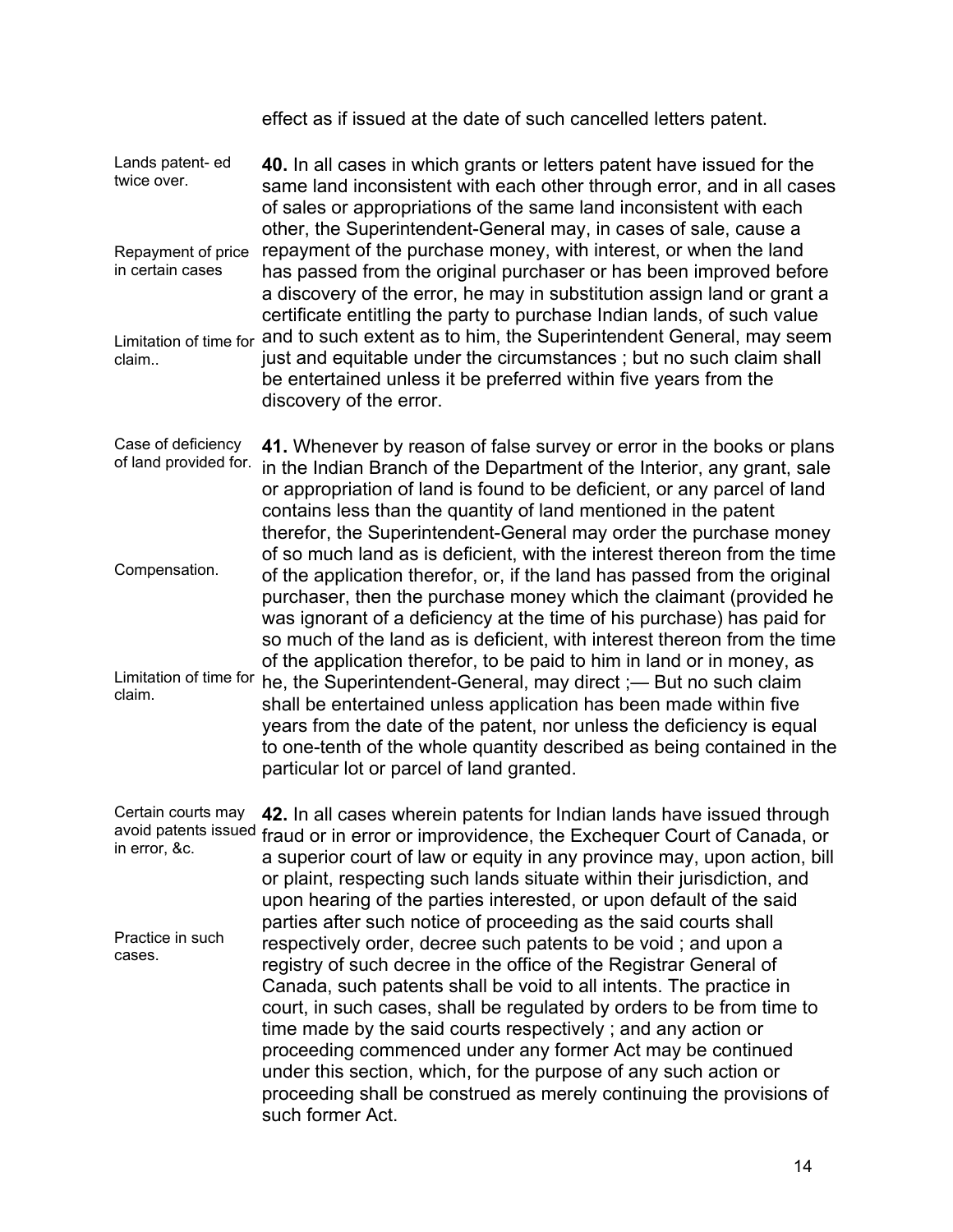effect as if issued at the date of such cancelled letters patent.

Lands patent- ed twice over.

**40.** In all cases in which grants or letters patent have issued for the same land inconsistent with each other through error, and in all cases of sales or appropriations of the same land inconsistent with each other, the Superintendent-General may, in cases of sale, cause a repayment of the purchase money, with interest, or when the land has passed from the original purchaser or has been improved before a discovery of the error, he may in substitution assign land or grant a certificate entitling the party to purchase Indian lands, of such value and to such extent as to him, the Superintendent General, may seem just and equitable under the circumstances ; but no such claim shall be entertained unless it be preferred within five years from the discovery of the error.

Repayment of price in certain cases

Limitation of time for claim..

Case of deficiency of land provided for.

**41.** Whenever by reason of false survey or error in the books or plans in the Indian Branch of the Department of the Interior, any grant, sale or appropriation of land is found to be deficient, or any parcel of land contains less than the quantity of land mentioned in the patent therefor, the Superintendent-General may order the purchase money of so much land as is deficient, with the interest thereon from the time of the application therefor, or, if the land has passed from the original purchaser, then the purchase money which the claimant (provided he was ignorant of a deficiency at the time of his purchase) has paid for so much of the land as is deficient, with interest thereon from the time of the application therefor, to be paid to him in land or in money, as he, the Superintendent-General, may direct ;— But no such claim shall be entertained unless application has been made within five years from the date of the patent, nor unless the deficiency is equal to one-tenth of the whole quantity described as being contained in the particular lot or parcel of land granted.

Compensation.

Limitation of time for claim.

Certain courts may avoid patents issued in error, &c.

**42.** In all cases wherein patents for Indian lands have issued through fraud or in error or improvidence, the Exchequer Court of Canada, or a superior court of law or equity in any province may, upon action, bill or plaint, respecting such lands situate within their jurisdiction, and upon hearing of the parties interested, or upon default of the said parties after such notice of proceeding as the said courts shall respectively order, decree such patents to be void ; and upon a registry of such decree in the office of the Registrar General of Canada, such patents shall be void to all intents. The practice in court, in such cases, shall be regulated by orders to be from time to time made by the said courts respectively ; and any action or proceeding commenced under any former Act may be continued under this section, which, for the purpose of any such action or proceeding shall be construed as merely continuing the provisions of such former Act.

Practice in such cases.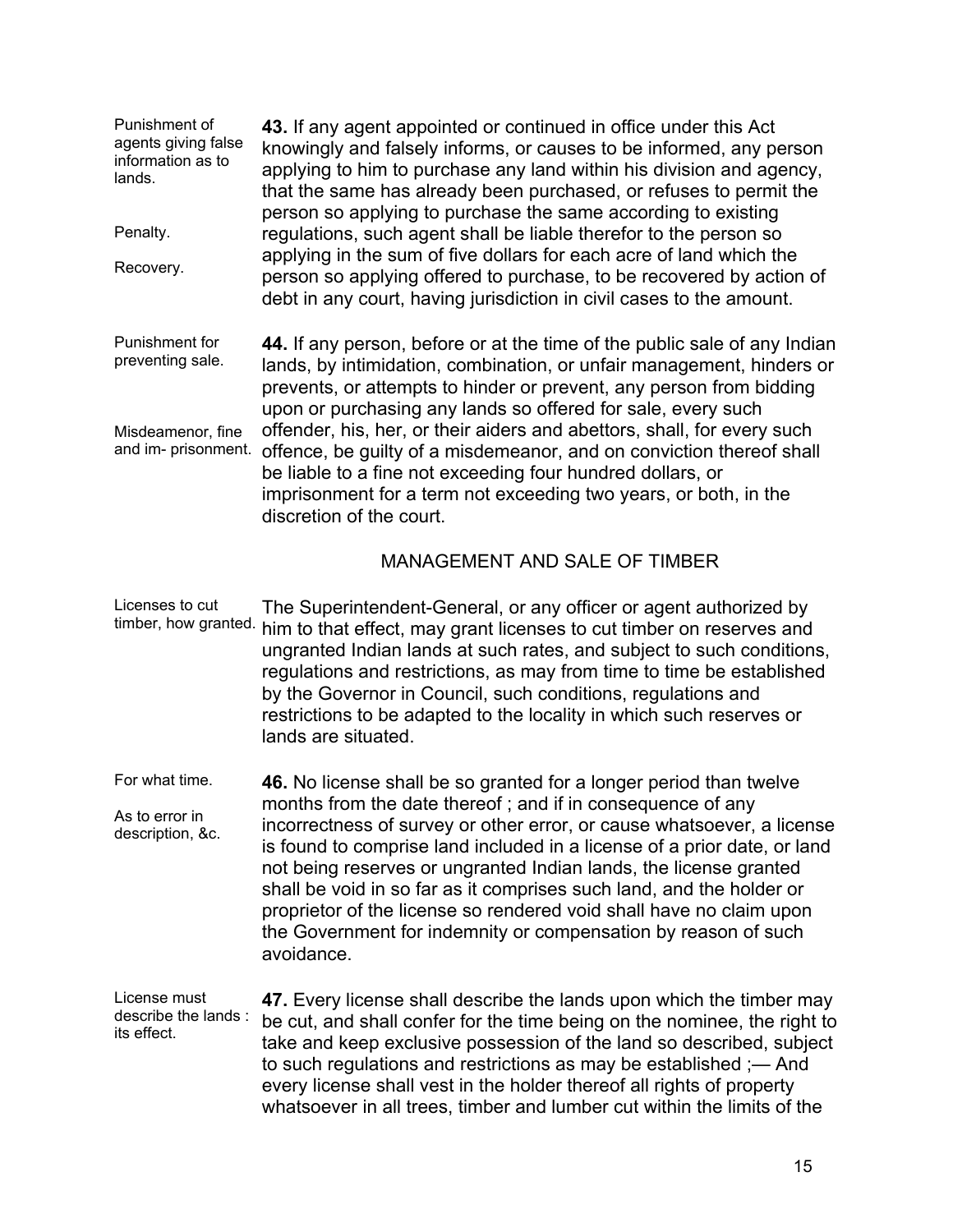Punishment of agents giving false information as to lands.

Penalty.

Recovery.

**43.** If any agent appointed or continued in office under this Act knowingly and falsely informs, or causes to be informed, any person applying to him to purchase any land within his division and agency, that the same has already been purchased, or refuses to permit the person so applying to purchase the same according to existing regulations, such agent shall be liable therefor to the person so applying in the sum of five dollars for each acre of land which the person so applying offered to purchase, to be recovered by action of debt in any court, having jurisdiction in civil cases to the amount.

Punishment for preventing sale.

Misdeamenor, fine and im- prisonment.

**44.** If any person, before or at the time of the public sale of any Indian lands, by intimidation, combination, or unfair management, hinders or prevents, or attempts to hinder or prevent, any person from bidding upon or purchasing any lands so offered for sale, every such offender, his, her, or their aiders and abettors, shall, for every such offence, be guilty of a misdemeanor, and on conviction thereof shall be liable to a fine not exceeding four hundred dollars, or imprisonment for a term not exceeding two years, or both, in the discretion of the court.

## MANAGEMENT AND SALE OF TIMBER

Licenses to cut timber, how granted.

The Superintendent-General, or any officer or agent authorized by him to that effect, may grant licenses to cut timber on reserves and ungranted Indian lands at such rates, and subject to such conditions, regulations and restrictions, as may from time to time be established by the Governor in Council, such conditions, regulations and restrictions to be adapted to the locality in which such reserves or lands are situated.

For what time.

As to error in description, &c.

**46.** No license shall be so granted for a longer period than twelve months from the date thereof ; and if in consequence of any incorrectness of survey or other error, or cause whatsoever, a license is found to comprise land included in a license of a prior date, or land not being reserves or ungranted Indian lands, the license granted shall be void in so far as it comprises such land, and the holder or proprietor of the license so rendered void shall have no claim upon the Government for indemnity or compensation by reason of such avoidance.

License must describe the lands : its effect.

**47.** Every license shall describe the lands upon which the timber may be cut, and shall confer for the time being on the nominee, the right to take and keep exclusive possession of the land so described, subject to such regulations and restrictions as may be established ;— And every license shall vest in the holder thereof all rights of property whatsoever in all trees, timber and lumber cut within the limits of the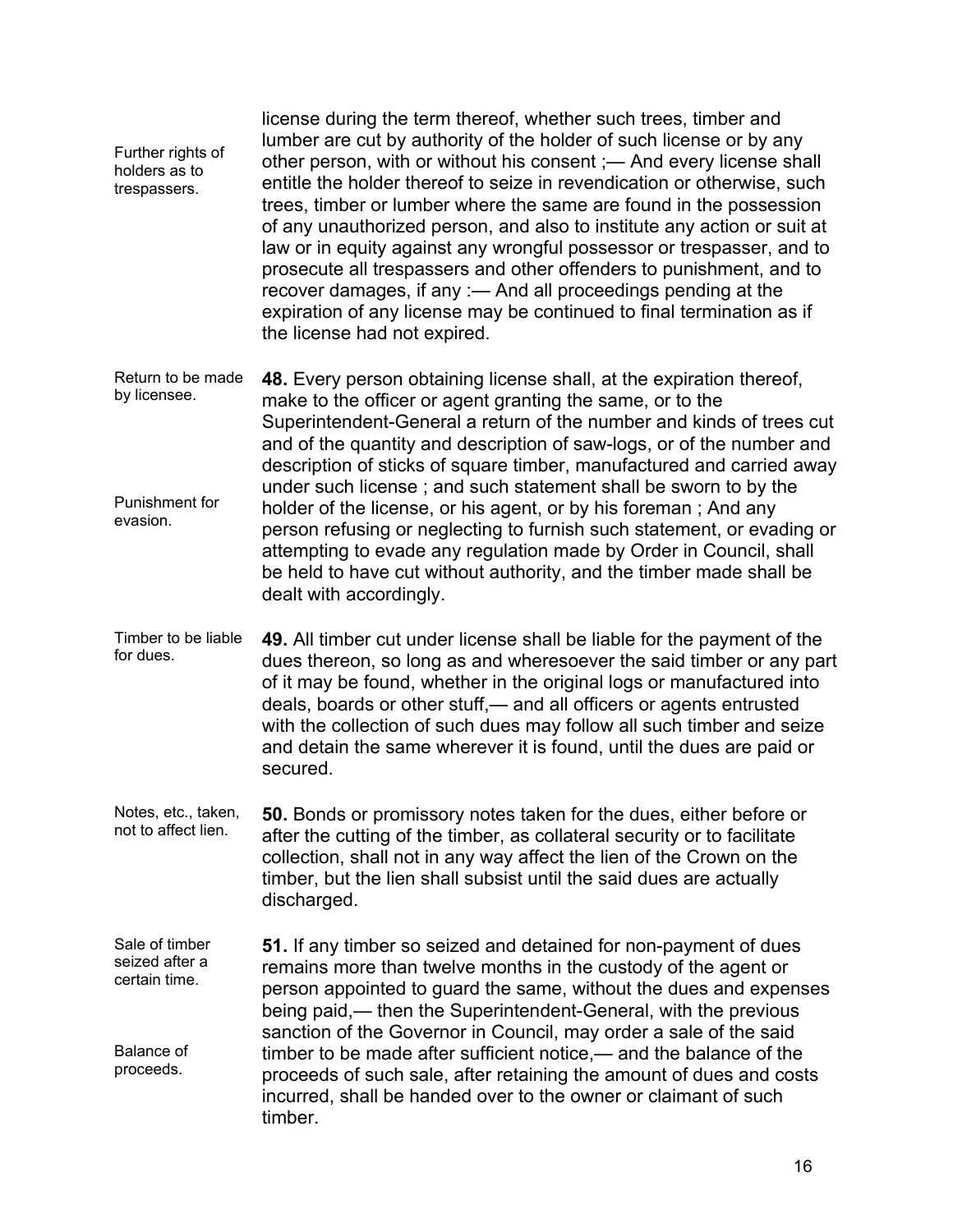license during the term thereof, whether such trees, timber and lumber are cut by authority of the holder of such license or by any other person, with or without his consent ;— And every license shall entitle the holder thereof to seize in revendication or otherwise, such trees, timber or lumber where the same are found in the possession of any unauthorized person, and also to institute any action or suit at law or in equity against any wrongful possessor or trespasser, and to prosecute all trespassers and other offenders to punishment, and to recover damages, if any :— And all proceedings pending at the expiration of any license may be continued to final termination as if the license had not expired.

*Further rights of holders as to trespassers.*

*Return to be made by licensee.*

**48.** Every person obtaining license shall, at the expiration thereof, make to the officer or agent granting the same, or to the Superintendent-General a return of the number and kinds of trees cut and of the quantity and description of saw-logs, or of the number and description of sticks of square timber, manufactured and carried away under such license ; and such statement shall be sworn to by the holder of the license, or his agent, or by his foreman ; And any person refusing or neglecting to furnish such statement, or evading or attempting to evade any regulation made by Order in Council, shall be held to have cut without authority, and the timber made shall be dealt with accordingly.

*Punishment for evasion.*

*Timber to be liable for dues.*

**49.** All timber cut under license shall be liable for the payment of the dues thereon, so long as and wheresoever the said timber or any part of it may be found, whether in the original logs or manufactured into deals, boards or other stuff,— and all officers or agents entrusted with the collection of such dues may follow all such timber and seize and detain the same wherever it is found, until the dues are paid or secured.

*Notes, etc., taken, not to affect lien.*

**50.** Bonds or promissory notes taken for the dues, either before or after the cutting of the timber, as collateral security or to facilitate collection, shall not in any way affect the lien of the Crown on the timber, but the lien shall subsist until the said dues are actually discharged.

*Sale of timber seized after a certain time.*

**51.** If any timber so seized and detained for non-payment of dues remains more than twelve months in the custody of the agent or person appointed to guard the same, without the dues and expenses being paid,— then the Superintendent-General, with the previous sanction of the Governor in Council, may order a sale of the said timber to be made after sufficient notice,— and the balance of the proceeds of such sale, after retaining the amount of dues and costs incurred, shall be handed over to the owner or claimant of such timber.

*Balance of proceeds.*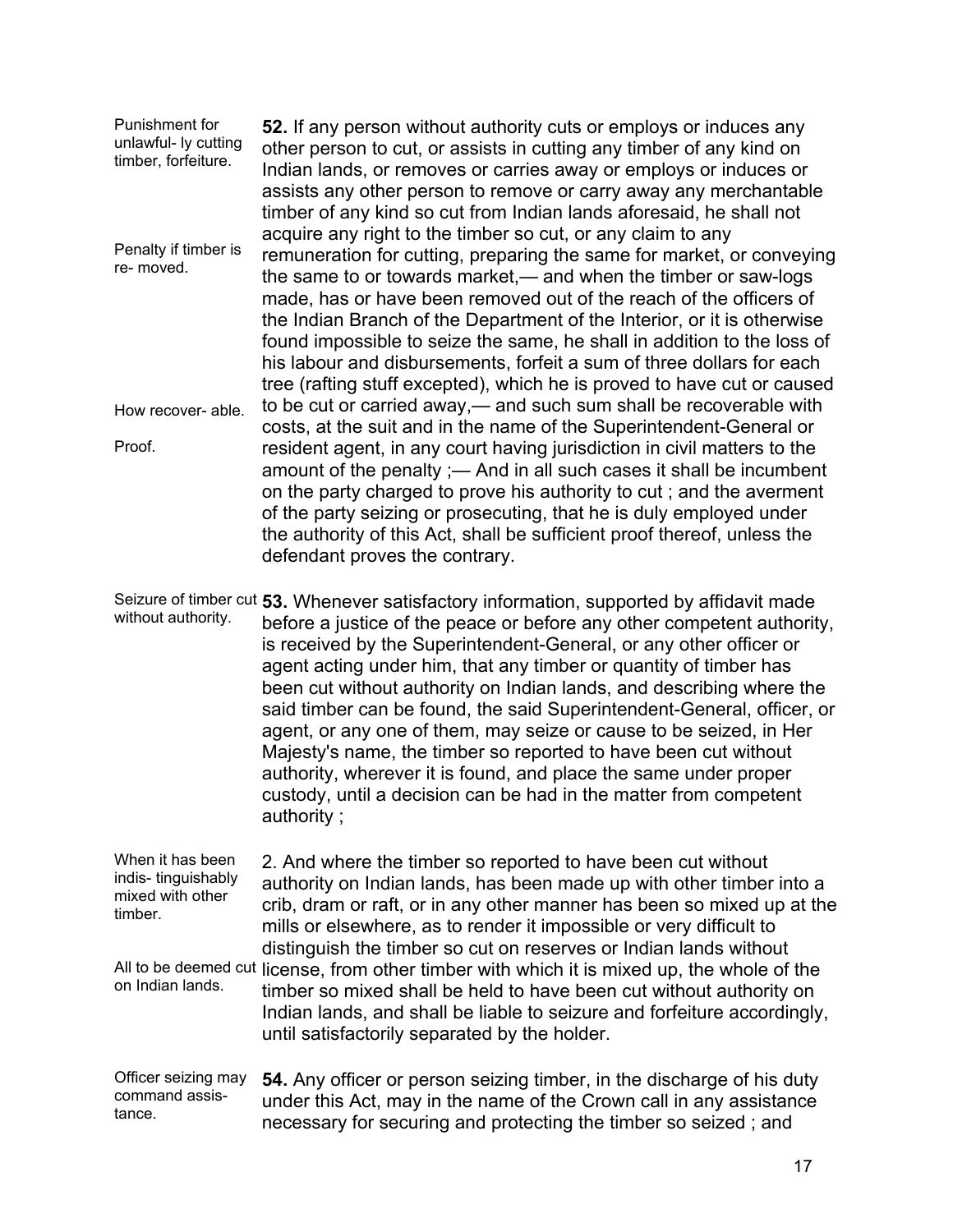Punishment for unlawful- ly cutting timber, forfeiture.

**52.** If any person without authority cuts or employs or induces any other person to cut, or assists in cutting any timber of any kind on Indian lands, or removes or carries away or employs or induces or assists any other person to remove or carry away any merchantable timber of any kind so cut from Indian lands aforesaid, he shall not acquire any right to the timber so cut, or any claim to any remuneration for cutting, preparing the same for market, or conveying the same to or towards market,— and when the timber or saw-logs made, has or have been removed out of the reach of the officers of the Indian Branch of the Department of the Interior, or it is otherwise found impossible to seize the same, he shall in addition to the loss of his labour and disbursements, forfeit a sum of three dollars for each tree (rafting stuff excepted), which he is proved to have cut or caused to be cut or carried away,— and such sum shall be recoverable with costs, at the suit and in the name of the Superintendent-General or resident agent, in any court having jurisdiction in civil matters to the amount of the penalty ;— And in all such cases it shall be incumbent on the party charged to prove his authority to cut ; and the averment of the party seizing or prosecuting, that he is duly employed under the authority of this Act, shall be sufficient proof thereof, unless the defendant proves the contrary.

Penalty if timber is re- moved.

How recover- able.

Proof.

Seizure of timber cut without authority.

**53.** Whenever satisfactory information, supported by affidavit made before a justice of the peace or before any other competent authority, is received by the Superintendent-General, or any other officer or agent acting under him, that any timber or quantity of timber has been cut without authority on Indian lands, and describing where the said timber can be found, the said Superintendent-General, officer, or agent, or any one of them, may seize or cause to be seized, in Her Majesty's name, the timber so reported to have been cut without authority, wherever it is found, and place the same under proper custody, until a decision can be had in the matter from competent authority ;

When it has been indis- tinguishably mixed with other timber.

2. And where the timber so reported to have been cut without authority on Indian lands, has been made up with other timber into a crib, dram or raft, or in any other manner has been so mixed up at the mills or elsewhere, as to render it impossible or very difficult to distinguish the timber so cut on reserves or Indian lands without license, from other timber with which it is mixed up, the whole of the timber so mixed shall be held to have been cut without authority on Indian lands, and shall be liable to seizure and forfeiture accordingly, until satisfactorily separated by the holder.

All to be deemed cut on Indian lands.

Officer seizing may command assis- tance.

**54.** Any officer or person seizing timber, in the discharge of his duty under this Act, may in the name of the Crown call in any assistance necessary for securing and protecting the timber so seized ; and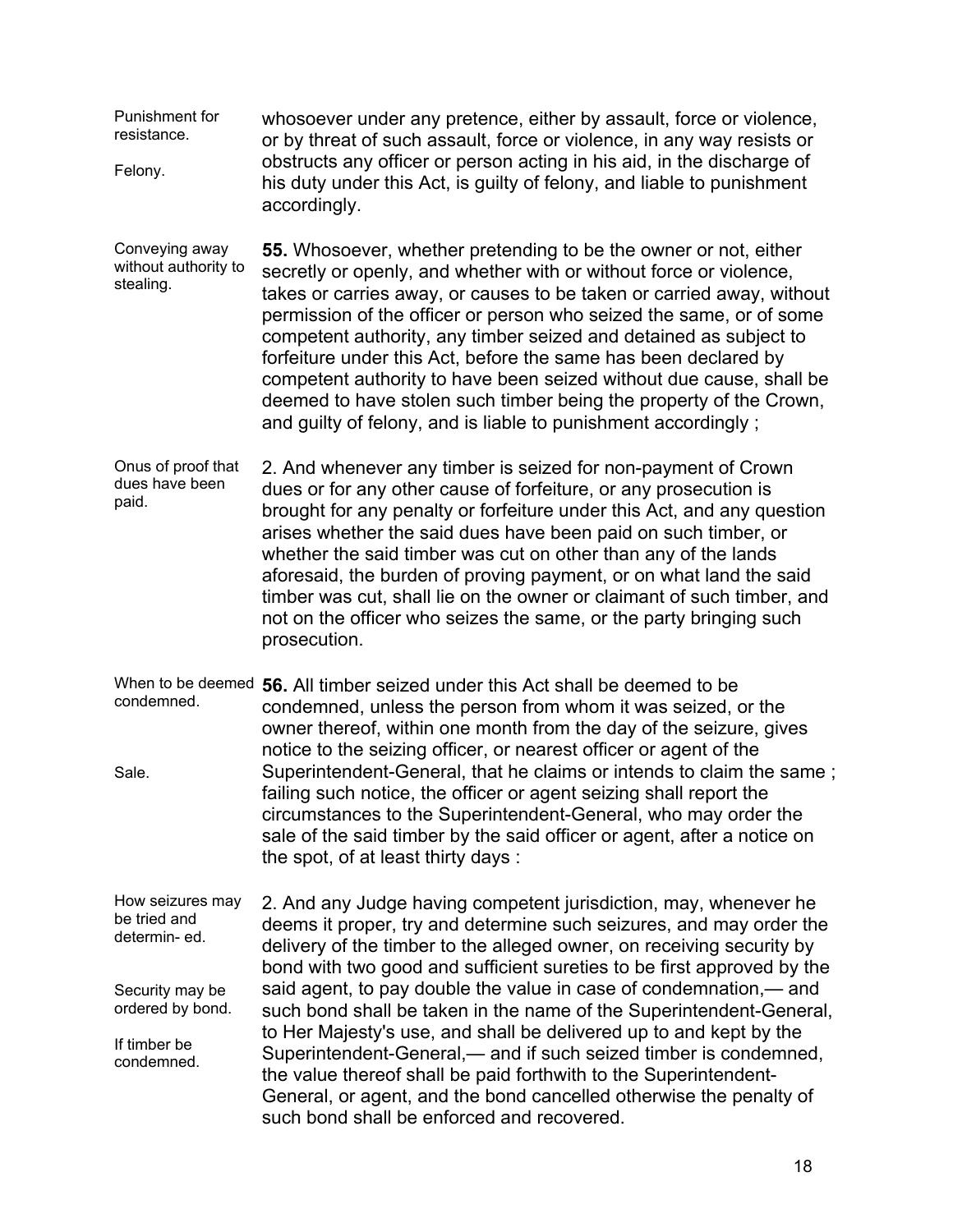Punishment for resistance.

Felony.

whosoever under any pretence, either by assault, force or violence, or by threat of such assault, force or violence, in any way resists or obstructs any officer or person acting in his aid, in the discharge of his duty under this Act, is guilty of felony, and liable to punishment accordingly.

Conveying away without authority to stealing.

**55.** Whosoever, whether pretending to be the owner or not, either secretly or openly, and whether with or without force or violence, takes or carries away, or causes to be taken or carried away, without permission of the officer or person who seized the same, or of some competent authority, any timber seized and detained as subject to forfeiture under this Act, before the same has been declared by competent authority to have been seized without due cause, shall be deemed to have stolen such timber being the property of the Crown, and guilty of felony, and is liable to punishment accordingly ;

Onus of proof that dues have been paid.

2. And whenever any timber is seized for non-payment of Crown dues or for any other cause of forfeiture, or any prosecution is brought for any penalty or forfeiture under this Act, and any question arises whether the said dues have been paid on such timber, or whether the said timber was cut on other than any of the lands aforesaid, the burden of proving payment, or on what land the said timber was cut, shall lie on the owner or claimant of such timber, and not on the officer who seizes the same, or the party bringing such prosecution.

When to be deemed condemned.

Sale.

**56.** All timber seized under this Act shall be deemed to be condemned, unless the person from whom it was seized, or the owner thereof, within one month from the day of the seizure, gives notice to the seizing officer, or nearest officer or agent of the Superintendent-General, that he claims or intends to claim the same ; failing such notice, the officer or agent seizing shall report the circumstances to the Superintendent-General, who may order the sale of the said timber by the said officer or agent, after a notice on the spot, of at least thirty days :

How seizures may be tried and determin- ed.

Security may be ordered by bond.

If timber be condemned.

2. And any Judge having competent jurisdiction, may, whenever he deems it proper, try and determine such seizures, and may order the delivery of the timber to the alleged owner, on receiving security by bond with two good and sufficient sureties to be first approved by the said agent, to pay double the value in case of condemnation,— and such bond shall be taken in the name of the Superintendent-General, to Her Majesty's use, and shall be delivered up to and kept by the Superintendent-General,— and if such seized timber is condemned, the value thereof shall be paid forthwith to the Superintendent-General, or agent, and the bond cancelled otherwise the penalty of such bond shall be enforced and recovered.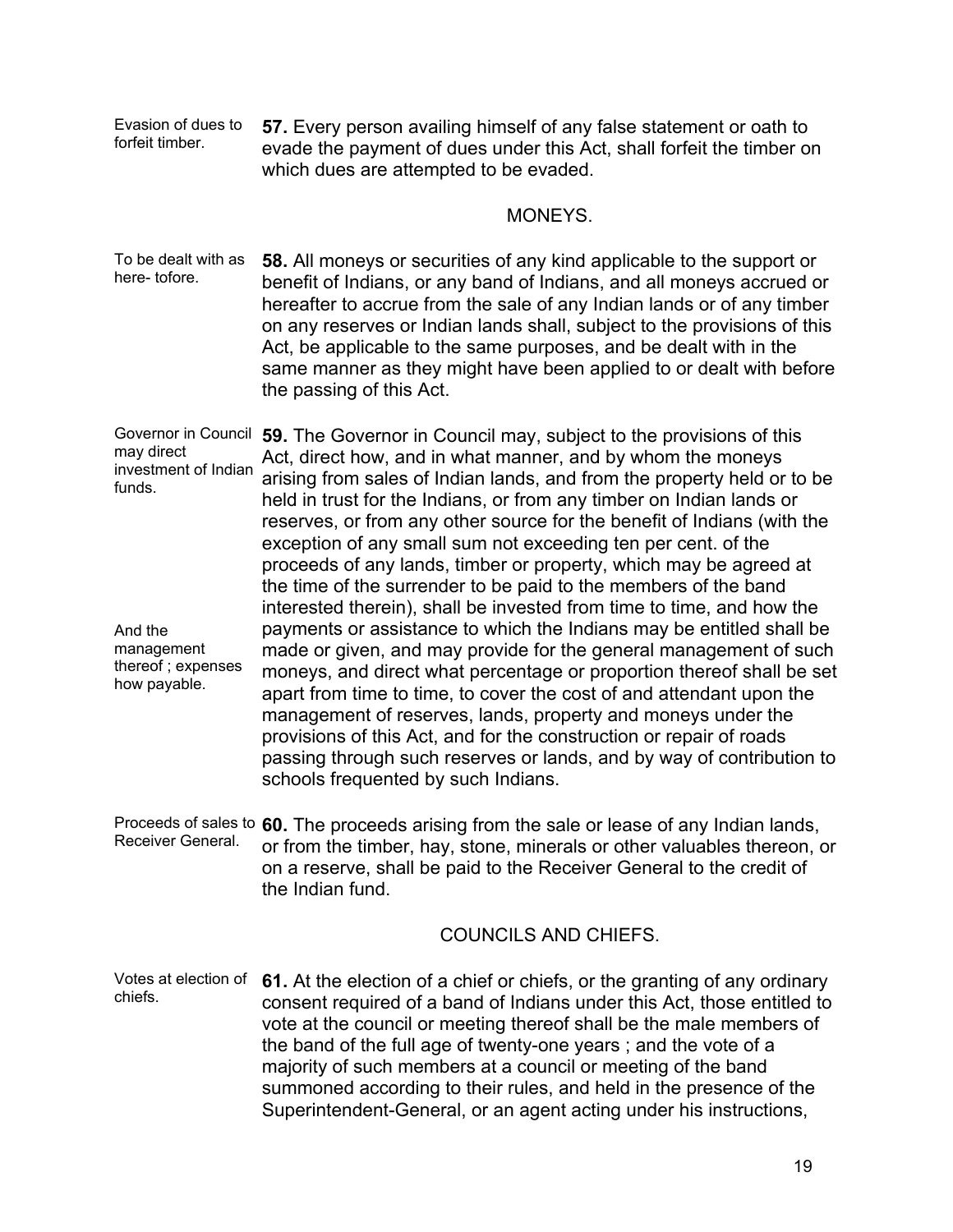Evasion of dues to forfeit timber.

**57.** Every person availing himself of any false statement or oath to evade the payment of dues under this Act, shall forfeit the timber on which dues are attempted to be evaded.

## MONEYS.

To be dealt with as here- tofore.

**58.** All moneys or securities of any kind applicable to the support or benefit of Indians, or any band of Indians, and all moneys accrued or hereafter to accrue from the sale of any Indian lands or of any timber on any reserves or Indian lands shall, subject to the provisions of this Act, be applicable to the same purposes, and be dealt with in the same manner as they might have been applied to or dealt with before the passing of this Act.

Governor in Council may direct investment of Indian funds.

And the management thereof ; expenses how payable.

**59.** The Governor in Council may, subject to the provisions of this Act, direct how, and in what manner, and by whom the moneys arising from sales of Indian lands, and from the property held or to be held in trust for the Indians, or from any timber on Indian lands or reserves, or from any other source for the benefit of Indians (with the exception of any small sum not exceeding ten per cent. of the proceeds of any lands, timber or property, which may be agreed at the time of the surrender to be paid to the members of the band interested therein), shall be invested from time to time, and how the payments or assistance to which the Indians may be entitled shall be made or given, and may provide for the general management of such moneys, and direct what percentage or proportion thereof shall be set apart from time to time, to cover the cost of and attendant upon the management of reserves, lands, property and moneys under the provisions of this Act, and for the construction or repair of roads passing through such reserves or lands, and by way of contribution to schools frequented by such Indians.

Proceeds of sales to Receiver General.

**60.** The proceeds arising from the sale or lease of any Indian lands, or from the timber, hay, stone, minerals or other valuables thereon, or on a reserve, shall be paid to the Receiver General to the credit of the Indian fund.

## COUNCILS AND CHIEFS.

Votes at election of chiefs.

**61.** At the election of a chief or chiefs, or the granting of any ordinary consent required of a band of Indians under this Act, those entitled to vote at the council or meeting thereof shall be the male members of the band of the full age of twenty-one years ; and the vote of a majority of such members at a council or meeting of the band summoned according to their rules, and held in the presence of the Superintendent-General, or an agent acting under his instructions,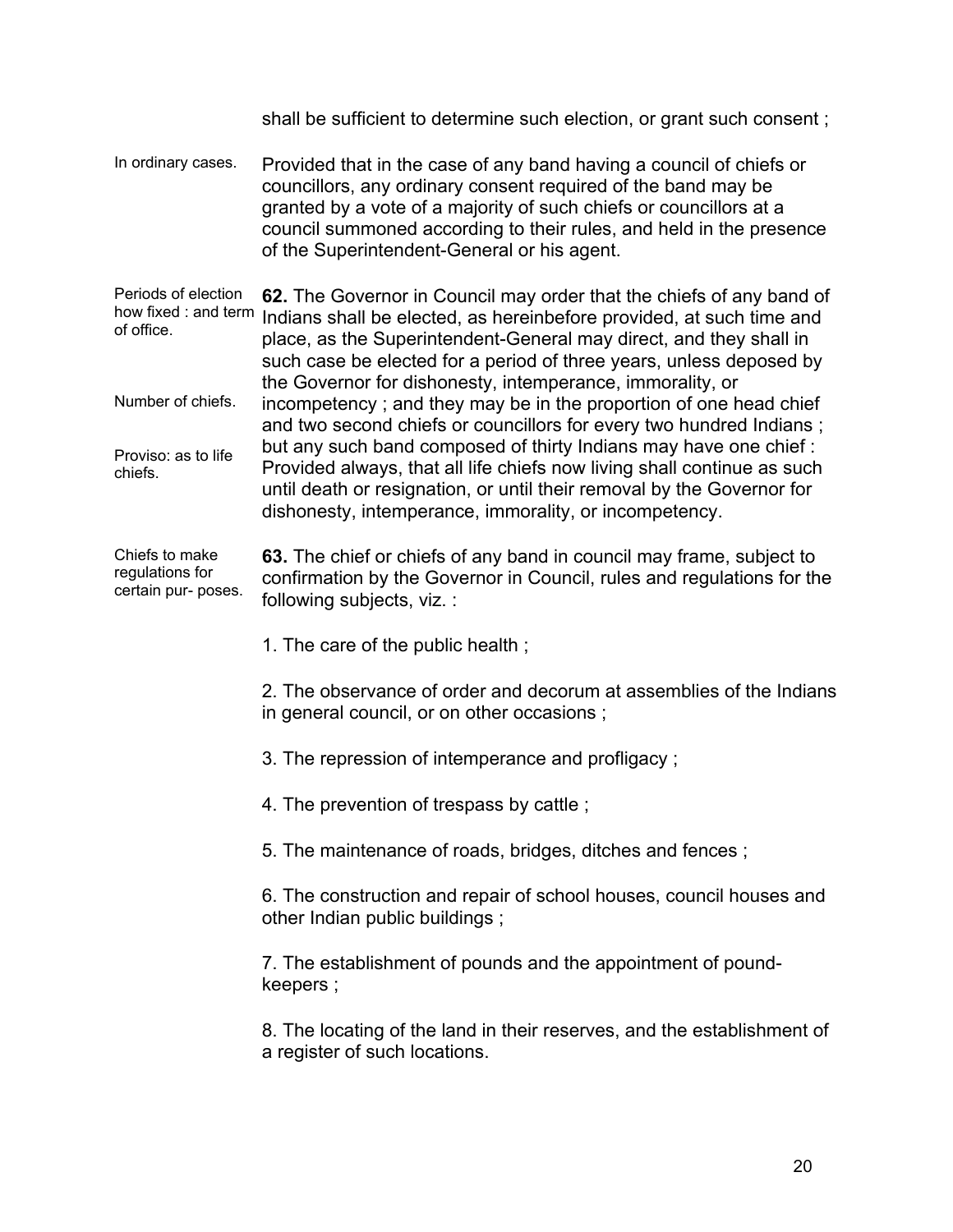shall be sufficient to determine such election, or grant such consent ;

In ordinary cases.

Provided that in the case of any band having a council of chiefs or councillors, any ordinary consent required of the band may be granted by a vote of a majority of such chiefs or councillors at a council summoned according to their rules, and held in the presence of the Superintendent-General or his agent.

Periods of election how fixed : and term of office.

**62.** The Governor in Council may order that the chiefs of any band of Indians shall be elected, as hereinbefore provided, at such time and place, as the Superintendent-General may direct, and they shall in such case be elected for a period of three years, unless deposed by the Governor for dishonesty, intemperance, immorality, or incompetency ; and they may be in the proportion of one head chief and two second chiefs or councillors for every two hundred Indians ; but any such band composed of thirty Indians may have one chief : Provided always, that all life chiefs now living shall continue as such until death or resignation, or until their removal by the Governor for dishonesty, intemperance, immorality, or incompetency.

Number of chiefs.

Proviso: as to life chiefs.

Chiefs to make regulations for certain pur- poses.

**63.** The chief or chiefs of any band in council may frame, subject to confirmation by the Governor in Council, rules and regulations for the following subjects, viz. :

1. The care of the public health ;

2. The observance of order and decorum at assemblies of the Indians in general council, or on other occasions ;

3. The repression of intemperance and profligacy ;

4. The prevention of trespass by cattle ;

5. The maintenance of roads, bridges, ditches and fences ;

6. The construction and repair of school houses, council houses and other Indian public buildings ;

7. The establishment of pounds and the appointment of pound-keepers ;

8. The locating of the land in their reserves, and the establishment of a register of such locations.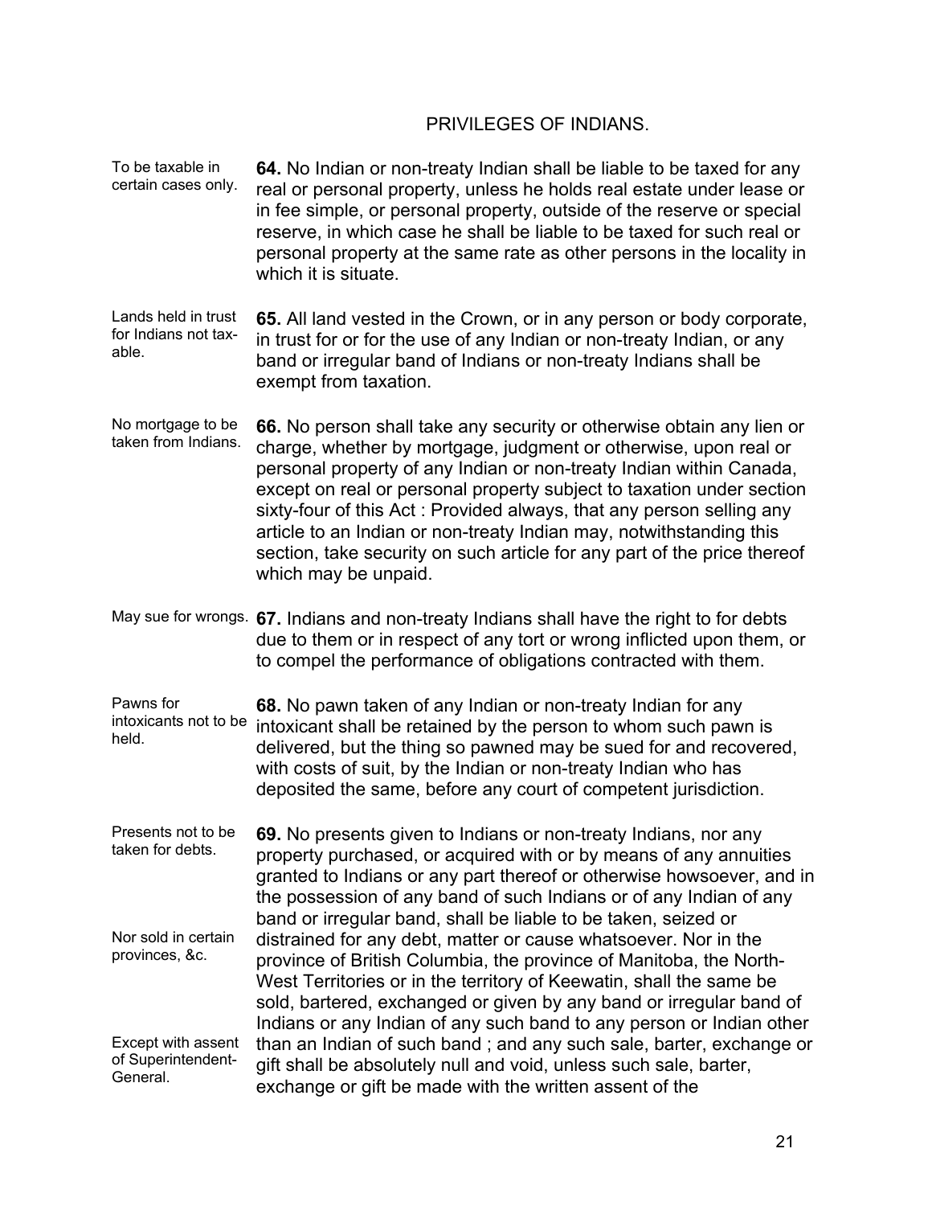## PRIVILEGES OF INDIANS.

*To be taxable in certain cases only.*

**64.** No Indian or non-treaty Indian shall be liable to be taxed for any real or personal property, unless he holds real estate under lease or in fee simple, or personal property, outside of the reserve or special reserve, in which case he shall be liable to be taxed for such real or personal property at the same rate as other persons in the locality in which it is situate.

*Lands held in trust for Indians not taxable.*

**65.** All land vested in the Crown, or in any person or body corporate, in trust for or for the use of any Indian or non-treaty Indian, or any band or irregular band of Indians or non-treaty Indians shall be exempt from taxation.

*No mortgage to be taken from Indians.*

**66.** No person shall take any security or otherwise obtain any lien or charge, whether by mortgage, judgment or otherwise, upon real or personal property of any Indian or non-treaty Indian within Canada, except on real or personal property subject to taxation under section sixty-four of this Act : Provided always, that any person selling any article to an Indian or non-treaty Indian may, notwithstanding this section, take security on such article for any part of the price thereof which may be unpaid.

*May sue for wrongs.*

**67.** Indians and non-treaty Indians shall have the right to for debts due to them or in respect of any tort or wrong inflicted upon them, or to compel the performance of obligations contracted with them.

*Pawns for intoxicants not to be held.*

**68.** No pawn taken of any Indian or non-treaty Indian for any intoxicant shall be retained by the person to whom such pawn is delivered, but the thing so pawned may be sued for and recovered, with costs of suit, by the Indian or non-treaty Indian who has deposited the same, before any court of competent jurisdiction.

*Presents not to be taken for debts.*

*Nor sold in certain provinces, &c.*

*Except with assent of Superintendent-General.*

**69.** No presents given to Indians or non-treaty Indians, nor any property purchased, or acquired with or by means of any annuities granted to Indians or any part thereof or otherwise howsoever, and in the possession of any band of such Indians or of any Indian of any band or irregular band, shall be liable to be taken, seized or distrained for any debt, matter or cause whatsoever. Nor in the province of British Columbia, the province of Manitoba, the North-West Territories or in the territory of Keewatin, shall the same be sold, bartered, exchanged or given by any band or irregular band of Indians or any Indian of any such band to any person or Indian other than an Indian of such band ; and any such sale, barter, exchange or gift shall be absolutely null and void, unless such sale, barter, exchange or gift be made with the written assent of the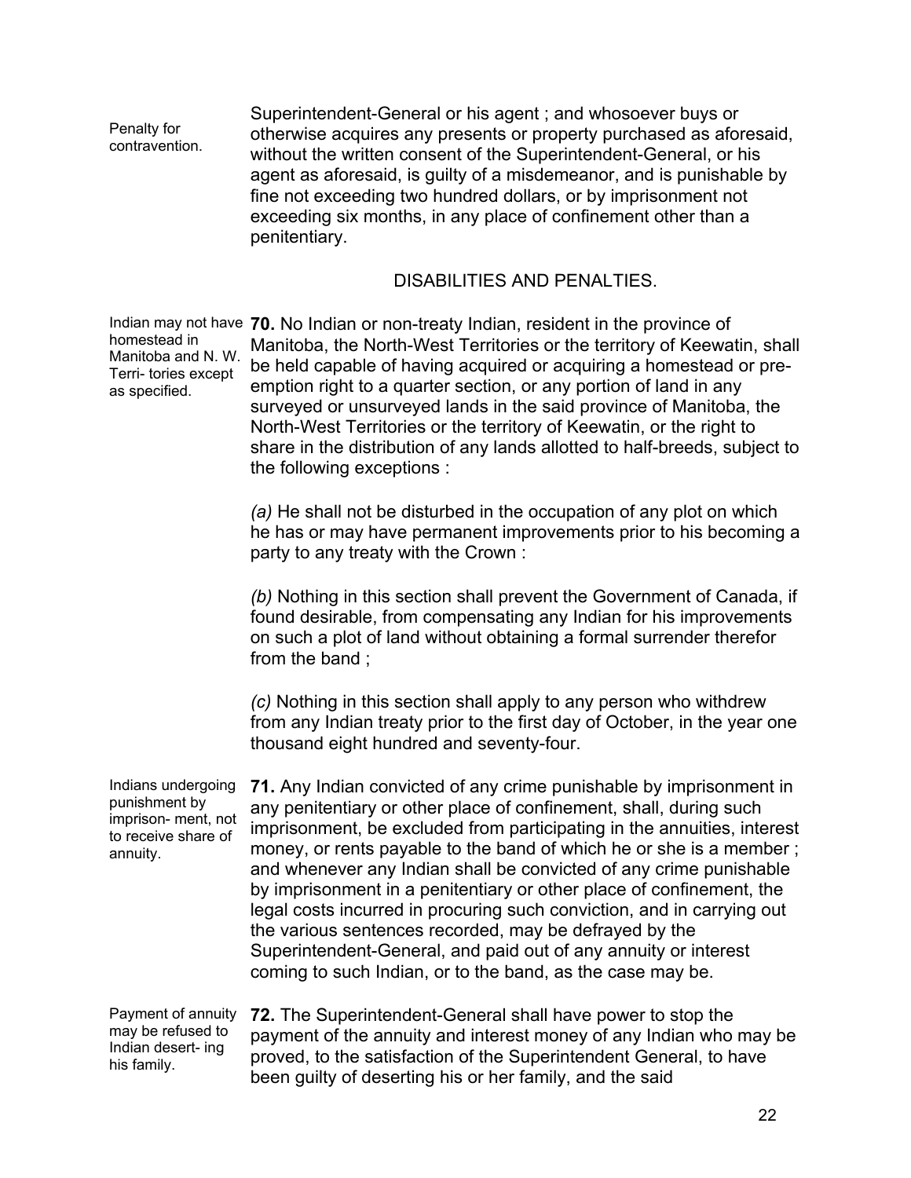Penalty for contravention.

Superintendent-General or his agent ; and whosoever buys or otherwise acquires any presents or property purchased as aforesaid, without the written consent of the Superintendent-General, or his agent as aforesaid, is guilty of a misdemeanor, and is punishable by fine not exceeding two hundred dollars, or by imprisonment not exceeding six months, in any place of confinement other than a penitentiary.

## DISABILITIES AND PENALTIES.

Indian may not have homestead in Manitoba and N. W. Terri- tories except as specified.

**70.** No Indian or non-treaty Indian, resident in the province of Manitoba, the North-West Territories or the territory of Keewatin, shall be held capable of having acquired or acquiring a homestead or pre-emption right to a quarter section, or any portion of land in any surveyed or unsurveyed lands in the said province of Manitoba, the North-West Territories or the territory of Keewatin, or the right to share in the distribution of any lands allotted to half-breeds, subject to the following exceptions :

*(a)* He shall not be disturbed in the occupation of any plot on which he has or may have permanent improvements prior to his becoming a party to any treaty with the Crown :

*(b)* Nothing in this section shall prevent the Government of Canada, if found desirable, from compensating any Indian for his improvements on such a plot of land without obtaining a formal surrender therefor from the band ;

*(c)* Nothing in this section shall apply to any person who withdrew from any Indian treaty prior to the first day of October, in the year one thousand eight hundred and seventy-four.

Indians undergoing punishment by imprison- ment, not to receive share of annuity.

**71.** Any Indian convicted of any crime punishable by imprisonment in any penitentiary or other place of confinement, shall, during such imprisonment, be excluded from participating in the annuities, interest money, or rents payable to the band of which he or she is a member ; and whenever any Indian shall be convicted of any crime punishable by imprisonment in a penitentiary or other place of confinement, the legal costs incurred in procuring such conviction, and in carrying out the various sentences recorded, may be defrayed by the Superintendent-General, and paid out of any annuity or interest coming to such Indian, or to the band, as the case may be.

Payment of annuity may be refused to Indian desert- ing his family.

**72.** The Superintendent-General shall have power to stop the payment of the annuity and interest money of any Indian who may be proved, to the satisfaction of the Superintendent General, to have been guilty of deserting his or her family, and the said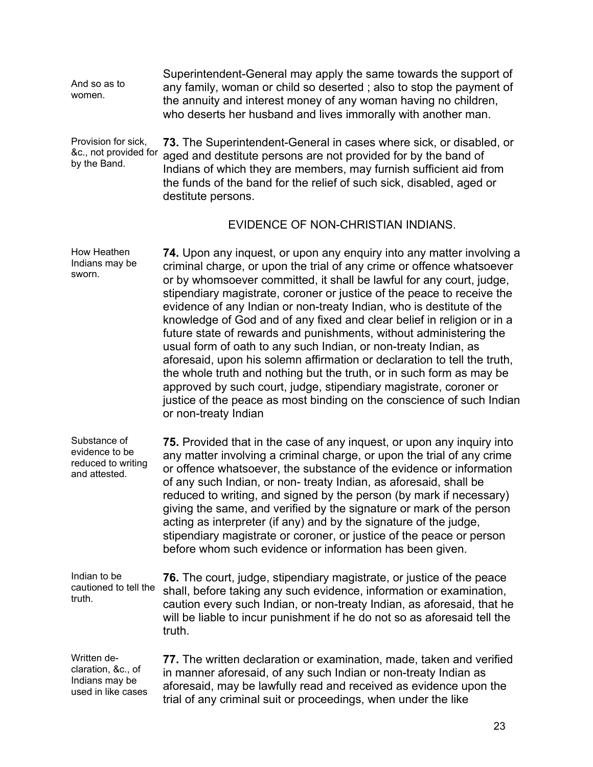*And so as to women.*

Superintendent-General may apply the same towards the support of any family, woman or child so deserted ; also to stop the payment of the annuity and interest money of any woman having no children, who deserts her husband and lives immorally with another man.

*Provision for sick, &c., not provided for by the Band.*

**73.** The Superintendent-General in cases where sick, or disabled, or aged and destitute persons are not provided for by the band of Indians of which they are members, may furnish sufficient aid from the funds of the band for the relief of such sick, disabled, aged or destitute persons.

## EVIDENCE OF NON-CHRISTIAN INDIANS.

*How Heathen Indians may be sworn.*

**74.** Upon any inquest, or upon any enquiry into any matter involving a criminal charge, or upon the trial of any crime or offence whatsoever or by whomsoever committed, it shall be lawful for any court, judge, stipendiary magistrate, coroner or justice of the peace to receive the evidence of any Indian or non-treaty Indian, who is destitute of the knowledge of God and of any fixed and clear belief in religion or in a future state of rewards and punishments, without administering the usual form of oath to any such Indian, or non-treaty Indian, as aforesaid, upon his solemn affirmation or declaration to tell the truth, the whole truth and nothing but the truth, or in such form as may be approved by such court, judge, stipendiary magistrate, coroner or justice of the peace as most binding on the conscience of such Indian or non-treaty Indian

*Substance of evidence to be reduced to writing and attested.*

**75.** Provided that in the case of any inquest, or upon any inquiry into any matter involving a criminal charge, or upon the trial of any crime or offence whatsoever, the substance of the evidence or information of any such Indian, or non- treaty Indian, as aforesaid, shall be reduced to writing, and signed by the person (by mark if necessary) giving the same, and verified by the signature or mark of the person acting as interpreter (if any) and by the signature of the judge, stipendiary magistrate or coroner, or justice of the peace or person before whom such evidence or information has been given.

*Indian to be cautioned to tell the truth.*

**76.** The court, judge, stipendiary magistrate, or justice of the peace shall, before taking any such evidence, information or examination, caution every such Indian, or non-treaty Indian, as aforesaid, that he will be liable to incur punishment if he do not so as aforesaid tell the truth.

*Written declaration, &c., of Indians may be used in like cases*

**77.** The written declaration or examination, made, taken and verified in manner aforesaid, of any such Indian or non-treaty Indian as aforesaid, may be lawfully read and received as evidence upon the trial of any criminal suit or proceedings, when under the like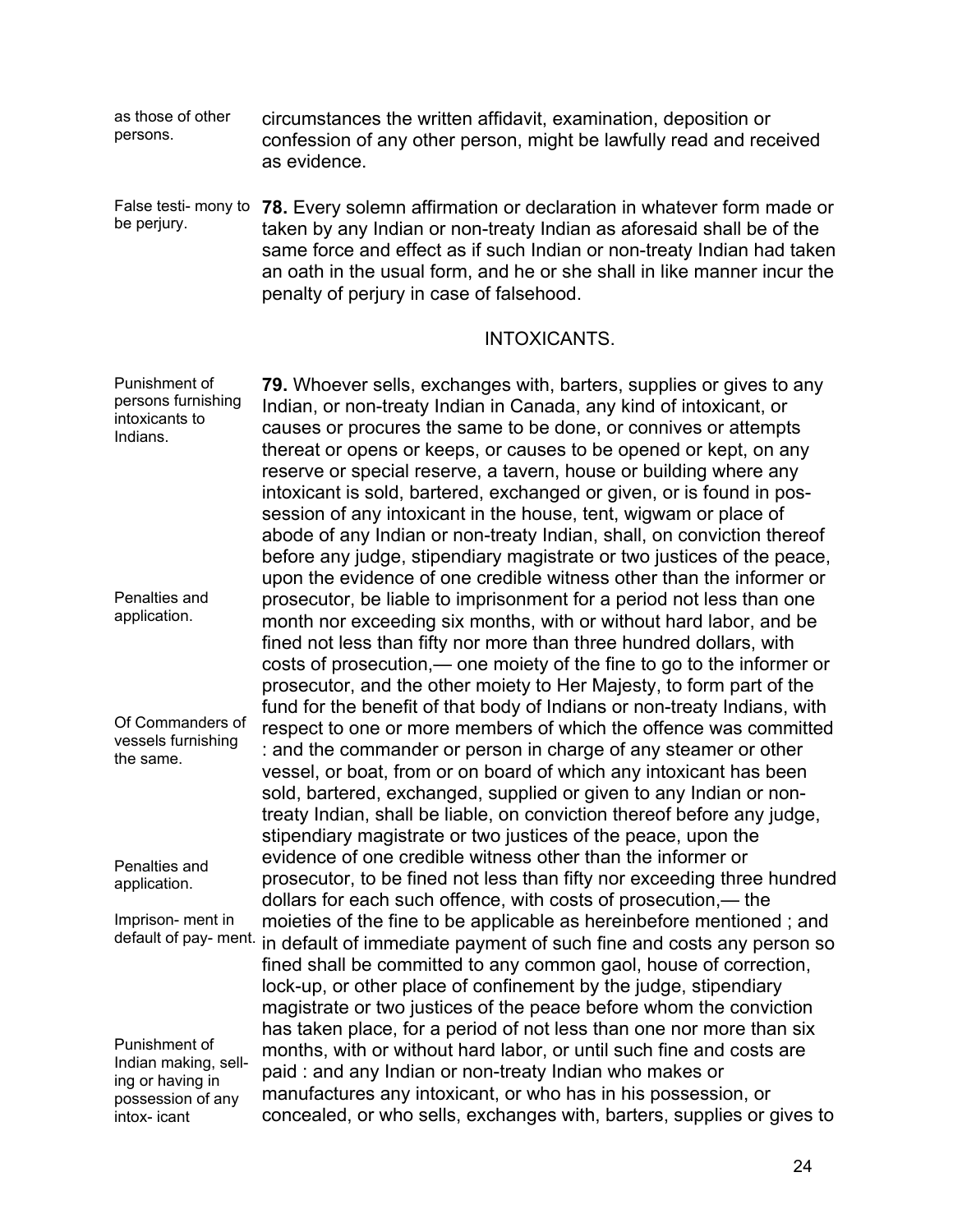as those of other persons.

circumstances the written affidavit, examination, deposition or confession of any other person, might be lawfully read and received as evidence.

False testi- mony to be perjury.

**78.** Every solemn affirmation or declaration in whatever form made or taken by any Indian or non-treaty Indian as aforesaid shall be of the same force and effect as if such Indian or non-treaty Indian had taken an oath in the usual form, and he or she shall in like manner incur the penalty of perjury in case of falsehood.

## INTOXICANTS.

Punishment of persons furnishing intoxicants to Indians.

**79.** Whoever sells, exchanges with, barters, supplies or gives to any Indian, or non-treaty Indian in Canada, any kind of intoxicant, or causes or procures the same to be done, or connives or attempts thereat or opens or keeps, or causes to be opened or kept, on any reserve or special reserve, a tavern, house or building where any intoxicant is sold, bartered, exchanged or given, or is found in possession of any intoxicant in the house, tent, wigwam or place of abode of any Indian or non-treaty Indian, shall, on conviction thereof before any judge, stipendiary magistrate or two justices of the peace, upon the evidence of one credible witness other than the informer or prosecutor, be liable to imprisonment for a period not less than one month nor exceeding six months, with or without hard labor, and be fined not less than fifty nor more than three hundred dollars, with costs of prosecution,— one moiety of the fine to go to the informer or prosecutor, and the other moiety to Her Majesty, to form part of the fund for the benefit of that body of Indians or non-treaty Indians, with respect to one or more members of which the offence was committed : and the commander or person in charge of any steamer or other vessel, or boat, from or on board of which any intoxicant has been sold, bartered, exchanged, supplied or given to any Indian or non-treaty Indian, shall be liable, on conviction thereof before any judge, stipendiary magistrate or two justices of the peace, upon the evidence of one credible witness other than the informer or prosecutor, to be fined not less than fifty nor exceeding three hundred dollars for each such offence, with costs of prosecution,— the moieties of the fine to be applicable as hereinbefore mentioned ; and in default of immediate payment of such fine and costs any person so fined shall be committed to any common gaol, house of correction, lock-up, or other place of confinement by the judge, stipendiary magistrate or two justices of the peace before whom the conviction has taken place, for a period of not less than one nor more than six months, with or without hard labor, or until such fine and costs are paid : and any Indian or non-treaty Indian who makes or manufactures any intoxicant, or who has in his possession, or concealed, or who sells, exchanges with, barters, supplies or gives to

Penalties and application.

Of Commanders of vessels furnishing the same.

Penalties and application.

Imprison- ment in default of pay- ment.

Punishment of Indian making, sell- ing or having in possession of any intox- icant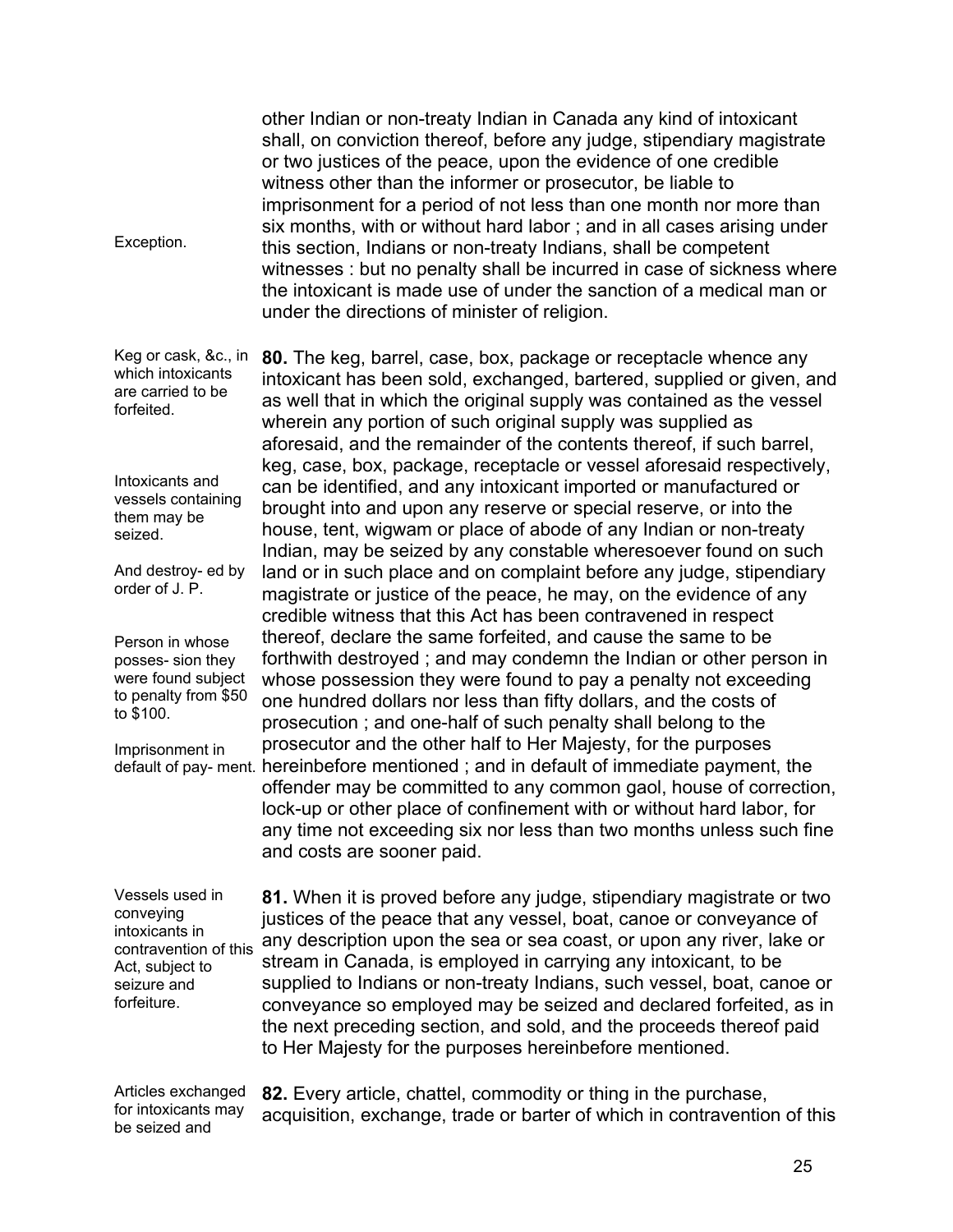other Indian or non-treaty Indian in Canada any kind of intoxicant shall, on conviction thereof, before any judge, stipendiary magistrate or two justices of the peace, upon the evidence of one credible witness other than the informer or prosecutor, be liable to imprisonment for a period of not less than one month nor more than six months, with or without hard labor ; and in all cases arising under this section, Indians or non-treaty Indians, shall be competent witnesses : but no penalty shall be incurred in case of sickness where the intoxicant is made use of under the sanction of a medical man or under the directions of minister of religion.

*Exception.*

*Keg or cask, &c., in which intoxicants are carried to be forfeited.*

*Intoxicants and vessels containing them may be seized.*

*And destroy- ed by order of J. P.*

*Person in whose posses- sion they were found subject to penalty from $50 to $100.*

*Imprisonment in default of pay- ment.*

**80.** The keg, barrel, case, box, package or receptacle whence any intoxicant has been sold, exchanged, bartered, supplied or given, and as well that in which the original supply was contained as the vessel wherein any portion of such original supply was supplied as aforesaid, and the remainder of the contents thereof, if such barrel, keg, case, box, package, receptacle or vessel aforesaid respectively, can be identified, and any intoxicant imported or manufactured or brought into and upon any reserve or special reserve, or into the house, tent, wigwam or place of abode of any Indian or non-treaty Indian, may be seized by any constable wheresoever found on such land or in such place and on complaint before any judge, stipendiary magistrate or justice of the peace, he may, on the evidence of any credible witness that this Act has been contravened in respect thereof, declare the same forfeited, and cause the same to be forthwith destroyed ; and may condemn the Indian or other person in whose possession they were found to pay a penalty not exceeding one hundred dollars nor less than fifty dollars, and the costs of prosecution ; and one-half of such penalty shall belong to the prosecutor and the other half to Her Majesty, for the purposes hereinbefore mentioned ; and in default of immediate payment, the offender may be committed to any common gaol, house of correction, lock-up or other place of confinement with or without hard labor, for any time not exceeding six nor less than two months unless such fine and costs are sooner paid.

*Vessels used in conveying intoxicants in contravention of this Act, subject to seizure and forfeiture.*

**81.** When it is proved before any judge, stipendiary magistrate or two justices of the peace that any vessel, boat, canoe or conveyance of any description upon the sea or sea coast, or upon any river, lake or stream in Canada, is employed in carrying any intoxicant, to be supplied to Indians or non-treaty Indians, such vessel, boat, canoe or conveyance so employed may be seized and declared forfeited, as in the next preceding section, and sold, and the proceeds thereof paid to Her Majesty for the purposes hereinbefore mentioned.

*Articles exchanged for intoxicants may be seized and*

**82.** Every article, chattel, commodity or thing in the purchase, acquisition, exchange, trade or barter of which in contravention of this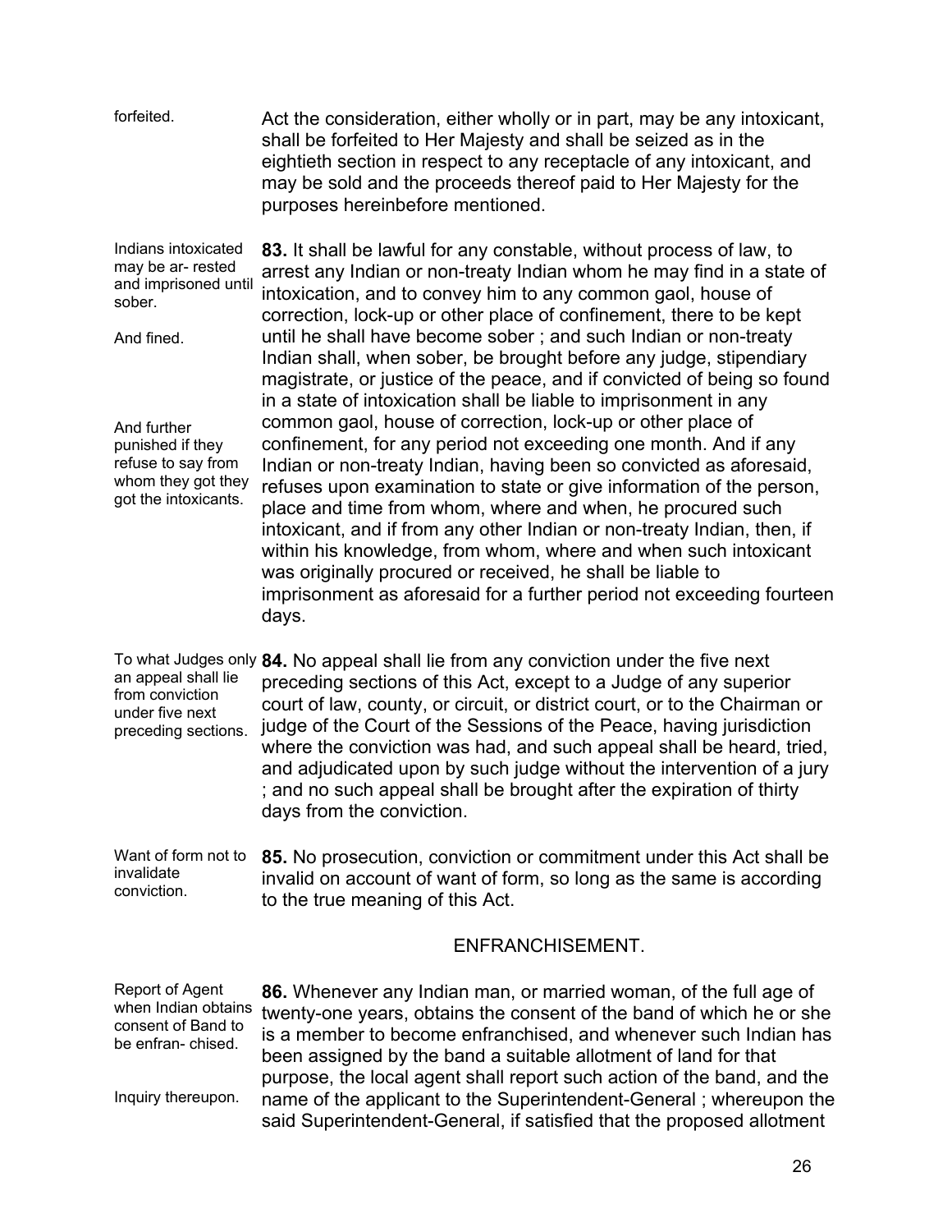forfeited. Act the consideration, either wholly or in part, may be any intoxicant, shall be forfeited to Her Majesty and shall be seized as in the eightieth section in respect to any receptacle of any intoxicant, and may be sold and the proceeds thereof paid to Her Majesty for the purposes hereinbefore mentioned.

Indians intoxicated may be ar- rested and imprisoned until sober.

And fined.

And further punished if they refuse to say from whom they got they got the intoxicants.

**83.** It shall be lawful for any constable, without process of law, to arrest any Indian or non-treaty Indian whom he may find in a state of intoxication, and to convey him to any common gaol, house of correction, lock-up or other place of confinement, there to be kept until he shall have become sober ; and such Indian or non-treaty Indian shall, when sober, be brought before any judge, stipendiary magistrate, or justice of the peace, and if convicted of being so found in a state of intoxication shall be liable to imprisonment in any common gaol, house of correction, lock-up or other place of confinement, for any period not exceeding one month. And if any Indian or non-treaty Indian, having been so convicted as aforesaid, refuses upon examination to state or give information of the person, place and time from whom, where and when, he procured such intoxicant, and if from any other Indian or non-treaty Indian, then, if within his knowledge, from whom, where and when such intoxicant was originally procured or received, he shall be liable to imprisonment as aforesaid for a further period not exceeding fourteen days.

To what Judges only an appeal shall lie from conviction under five next preceding sections.

**84.** No appeal shall lie from any conviction under the five next preceding sections of this Act, except to a Judge of any superior court of law, county, or circuit, or district court, or to the Chairman or judge of the Court of the Sessions of the Peace, having jurisdiction where the conviction was had, and such appeal shall be heard, tried, and adjudicated upon by such judge without the intervention of a jury ; and no such appeal shall be brought after the expiration of thirty days from the conviction.

Want of form not to invalidate conviction.

**85.** No prosecution, conviction or commitment under this Act shall be invalid on account of want of form, so long as the same is according to the true meaning of this Act.

## ENFRANCHISEMENT.

Report of Agent when Indian obtains consent of Band to be enfran- chised.

Inquiry thereupon.

**86.** Whenever any Indian man, or married woman, of the full age of twenty-one years, obtains the consent of the band of which he or she is a member to become enfranchised, and whenever such Indian has been assigned by the band a suitable allotment of land for that purpose, the local agent shall report such action of the band, and the name of the applicant to the Superintendent-General ; whereupon the said Superintendent-General, if satisfied that the proposed allotment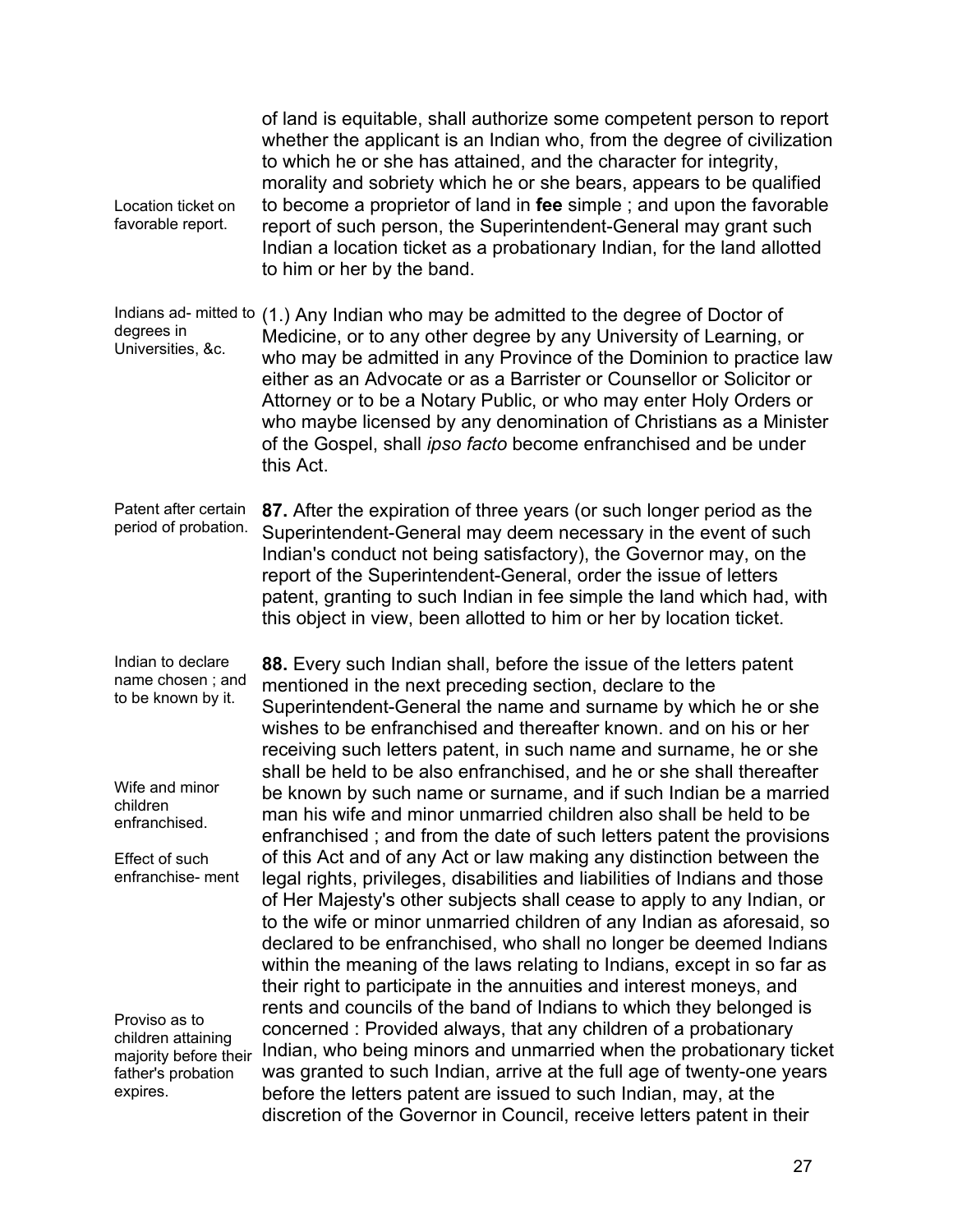of land is equitable, shall authorize some competent person to report whether the applicant is an Indian who, from the degree of civilization to which he or she has attained, and the character for integrity, morality and sobriety which he or she bears, appears to be qualified to become a proprietor of land in **fee** simple ; and upon the favorable report of such person, the Superintendent-General may grant such Indian a location ticket as a probationary Indian, for the land allotted to him or her by the band.

Location ticket on favorable report.

Indians ad- mitted to degrees in Universities, &c.

(1.) Any Indian who may be admitted to the degree of Doctor of Medicine, or to any other degree by any University of Learning, or who may be admitted in any Province of the Dominion to practice law either as an Advocate or as a Barrister or Counsellor or Solicitor or Attorney or to be a Notary Public, or who may enter Holy Orders or who maybe licensed by any denomination of Christians as a Minister of the Gospel, shall *ipso facto* become enfranchised and be under this Act.

Patent after certain period of probation.

**87.** After the expiration of three years (or such longer period as the Superintendent-General may deem necessary in the event of such Indian's conduct not being satisfactory), the Governor may, on the report of the Superintendent-General, order the issue of letters patent, granting to such Indian in fee simple the land which had, with this object in view, been allotted to him or her by location ticket.

Indian to declare name chosen ; and to be known by it.

Wife and minor children enfranchised.

Effect of such enfranchise- ment

Proviso as to children attaining majority before their father's probation expires.

**88.** Every such Indian shall, before the issue of the letters patent mentioned in the next preceding section, declare to the Superintendent-General the name and surname by which he or she wishes to be enfranchised and thereafter known. and on his or her receiving such letters patent, in such name and surname, he or she shall be held to be also enfranchised, and he or she shall thereafter be known by such name or surname, and if such Indian be a married man his wife and minor unmarried children also shall be held to be enfranchised ; and from the date of such letters patent the provisions of this Act and of any Act or law making any distinction between the legal rights, privileges, disabilities and liabilities of Indians and those of Her Majesty's other subjects shall cease to apply to any Indian, or to the wife or minor unmarried children of any Indian as aforesaid, so declared to be enfranchised, who shall no longer be deemed Indians within the meaning of the laws relating to Indians, except in so far as their right to participate in the annuities and interest moneys, and rents and councils of the band of Indians to which they belonged is concerned : Provided always, that any children of a probationary Indian, who being minors and unmarried when the probationary ticket was granted to such Indian, arrive at the full age of twenty-one years before the letters patent are issued to such Indian, may, at the discretion of the Governor in Council, receive letters patent in their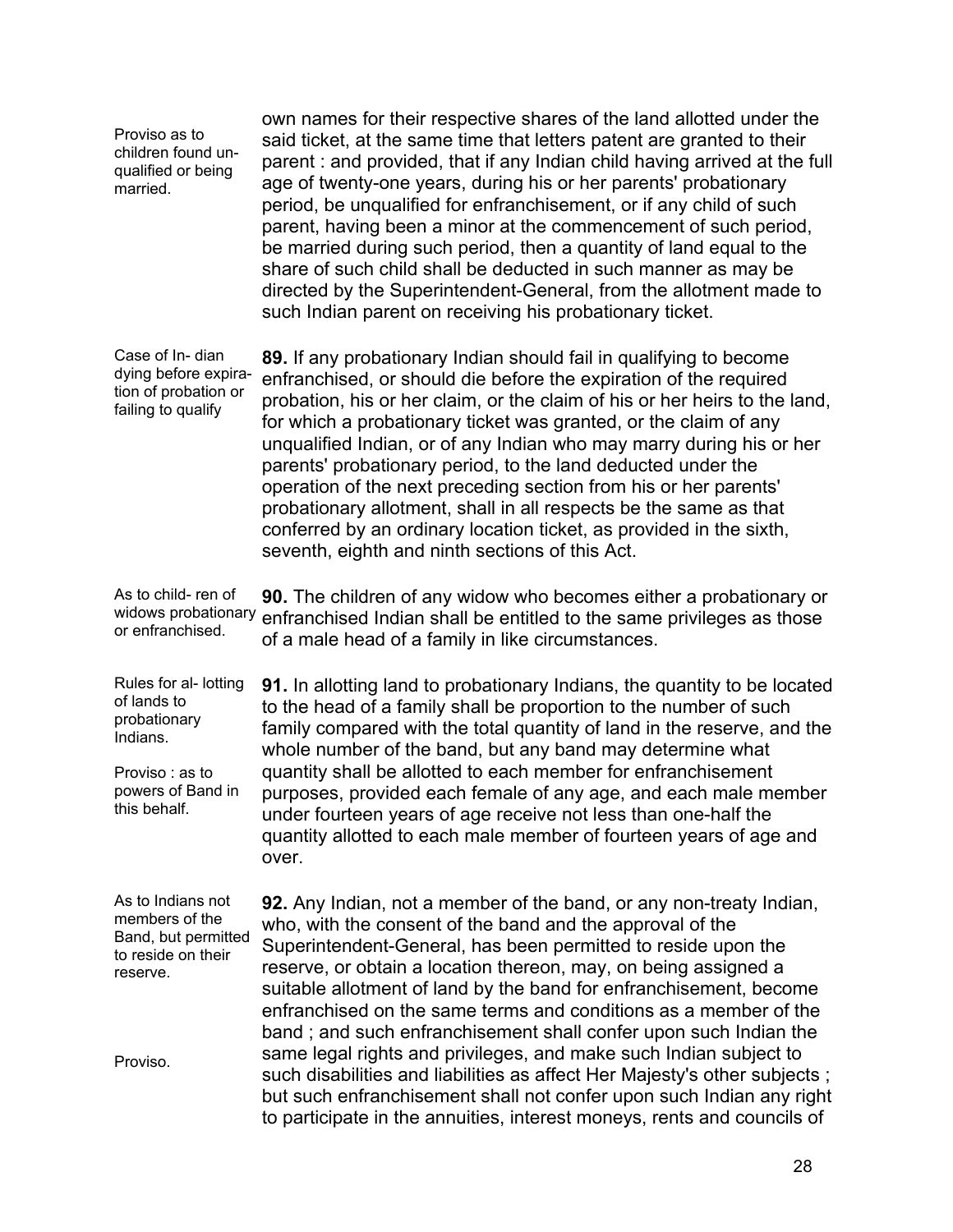own names for their respective shares of the land allotted under the said ticket, at the same time that letters patent are granted to their parent : and provided, that if any Indian child having arrived at the full age of twenty-one years, during his or her parents' probationary period, be unqualified for enfranchisement, or if any child of such parent, having been a minor at the commencement of such period, be married during such period, then a quantity of land equal to the share of such child shall be deducted in such manner as may be directed by the Superintendent-General, from the allotment made to such Indian parent on receiving his probationary ticket.

*Proviso as to children found unqualified or being married.*

*Case of Indian dying before expiration of probation or failing to qualify*

**89.** If any probationary Indian should fail in qualifying to become enfranchised, or should die before the expiration of the required probation, his or her claim, or the claim of his or her heirs to the land, for which a probationary ticket was granted, or the claim of any unqualified Indian, or of any Indian who may marry during his or her parents' probationary period, to the land deducted under the operation of the next preceding section from his or her parents' probationary allotment, shall in all respects be the same as that conferred by an ordinary location ticket, as provided in the sixth, seventh, eighth and ninth sections of this Act.

*As to children of widows probationary or enfranchised.*

**90.** The children of any widow who becomes either a probationary or enfranchised Indian shall be entitled to the same privileges as those of a male head of a family in like circumstances.

*Rules for allotting of lands to probationary Indians.*

*Proviso : as to powers of Band in this behalf.*

**91.** In allotting land to probationary Indians, the quantity to be located to the head of a family shall be proportion to the number of such family compared with the total quantity of land in the reserve, and the whole number of the band, but any band may determine what quantity shall be allotted to each member for enfranchisement purposes, provided each female of any age, and each male member under fourteen years of age receive not less than one-half the quantity allotted to each male member of fourteen years of age and over.

*As to Indians not members of the Band, but permitted to reside on their reserve.*

*Proviso.*

**92.** Any Indian, not a member of the band, or any non-treaty Indian, who, with the consent of the band and the approval of the Superintendent-General, has been permitted to reside upon the reserve, or obtain a location thereon, may, on being assigned a suitable allotment of land by the band for enfranchisement, become enfranchised on the same terms and conditions as a member of the band ; and such enfranchisement shall confer upon such Indian the same legal rights and privileges, and make such Indian subject to such disabilities and liabilities as affect Her Majesty's other subjects ; but such enfranchisement shall not confer upon such Indian any right to participate in the annuities, interest moneys, rents and councils of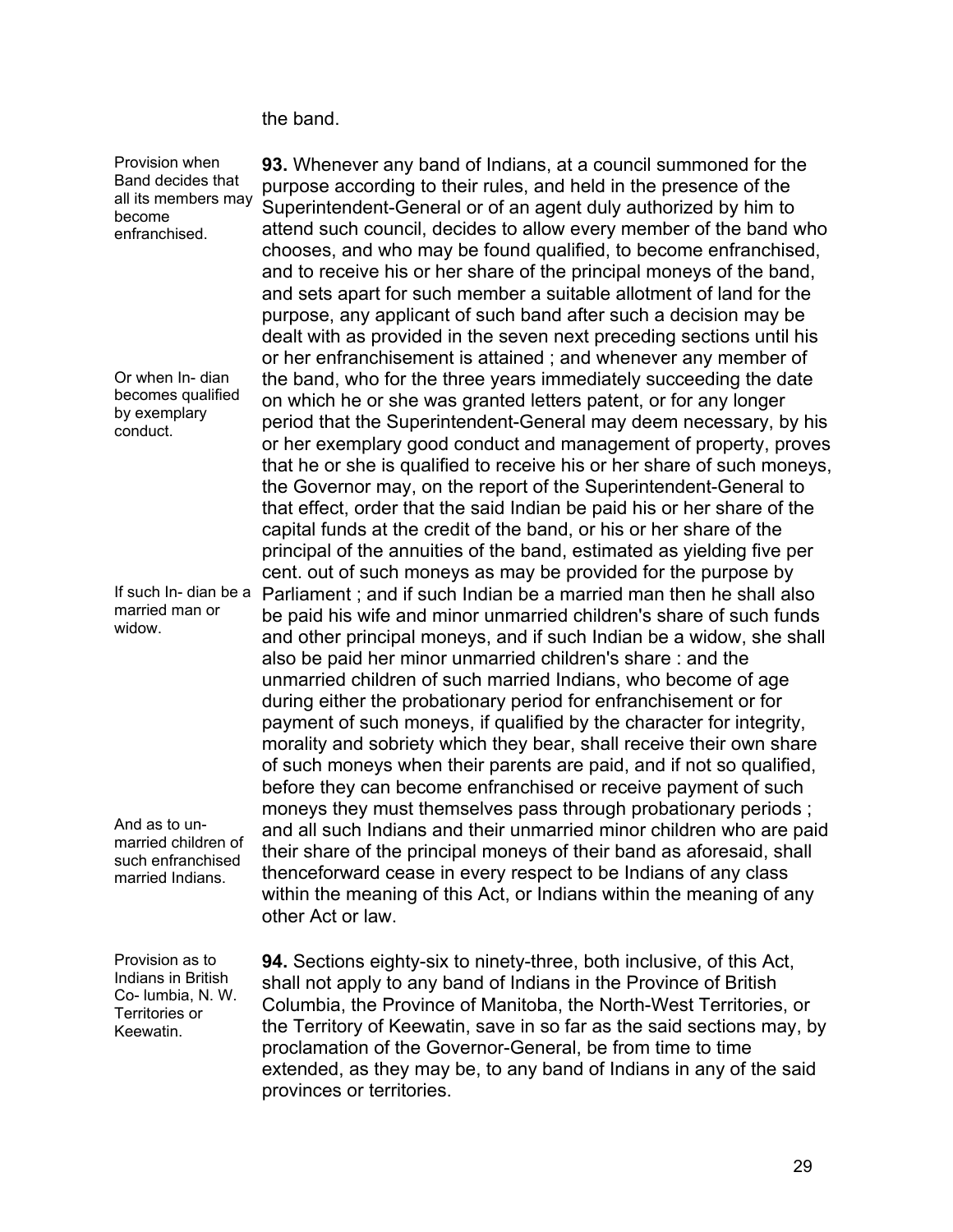the band.

Provision when Band decides that all its members may become enfranchised.

**93.** Whenever any band of Indians, at a council summoned for the purpose according to their rules, and held in the presence of the Superintendent-General or of an agent duly authorized by him to attend such council, decides to allow every member of the band who chooses, and who may be found qualified, to become enfranchised, and to receive his or her share of the principal moneys of the band, and sets apart for such member a suitable allotment of land for the purpose, any applicant of such band after such a decision may be dealt with as provided in the seven next preceding sections until his or her enfranchisement is attained ; and whenever any member of the band, who for the three years immediately succeeding the date on which he or she was granted letters patent, or for any longer period that the Superintendent-General may deem necessary, by his or her exemplary good conduct and management of property, proves that he or she is qualified to receive his or her share of such moneys, the Governor may, on the report of the Superintendent-General to that effect, order that the said Indian be paid his or her share of the capital funds at the credit of the band, or his or her share of the principal of the annuities of the band, estimated as yielding five per cent. out of such moneys as may be provided for the purpose by Parliament ; and if such Indian be a married man then he shall also be paid his wife and minor unmarried children's share of such funds and other principal moneys, and if such Indian be a widow, she shall also be paid her minor unmarried children's share : and the unmarried children of such married Indians, who become of age during either the probationary period for enfranchisement or for payment of such moneys, if qualified by the character for integrity, morality and sobriety which they bear, shall receive their own share of such moneys when their parents are paid, and if not so qualified, before they can become enfranchised or receive payment of such moneys they must themselves pass through probationary periods ; and all such Indians and their unmarried minor children who are paid their share of the principal moneys of their band as aforesaid, shall thenceforward cease in every respect to be Indians of any class within the meaning of this Act, or Indians within the meaning of any other Act or law.

Or when In- dian becomes qualified by exemplary conduct.

If such In- dian be a married man or widow.

And as to un- married children of such enfranchised married Indians.

Provision as to Indians in British Co- lumbia, N. W. Territories or Keewatin.

**94.** Sections eighty-six to ninety-three, both inclusive, of this Act, shall not apply to any band of Indians in the Province of British Columbia, the Province of Manitoba, the North-West Territories, or the Territory of Keewatin, save in so far as the said sections may, by proclamation of the Governor-General, be from time to time extended, as they may be, to any band of Indians in any of the said provinces or territories.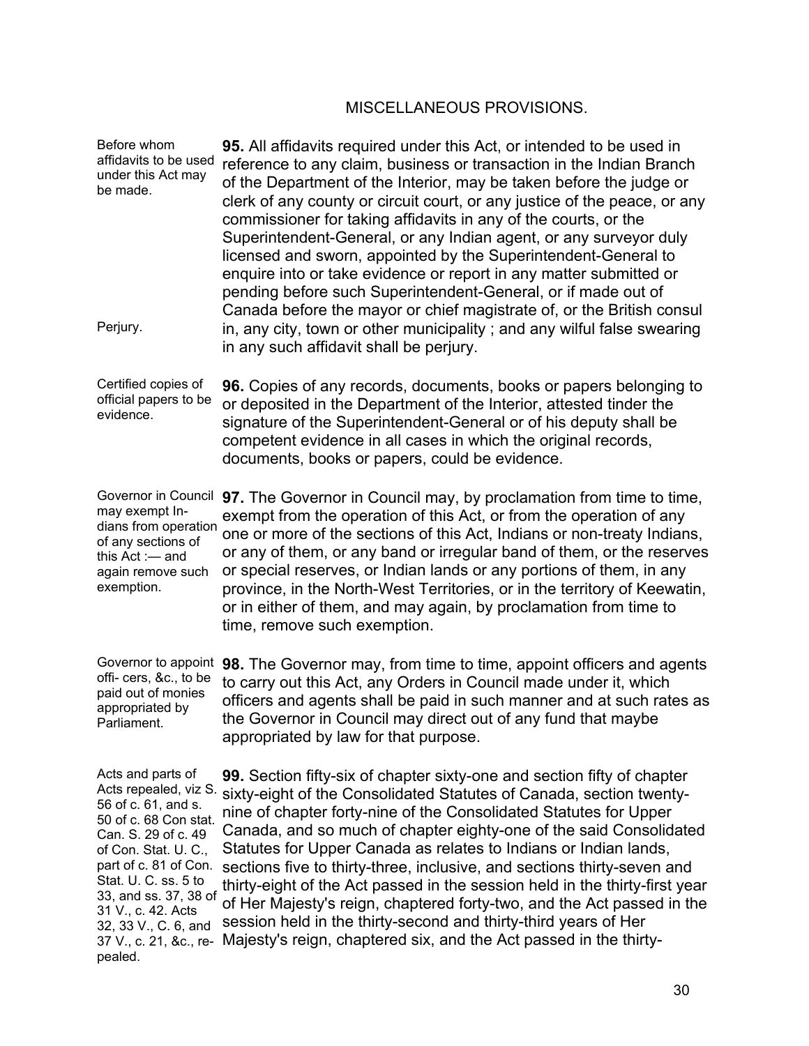## MISCELLANEOUS PROVISIONS.

Before whom affidavits to be used under this Act may be made.

**95.** All affidavits required under this Act, or intended to be used in reference to any claim, business or transaction in the Indian Branch of the Department of the Interior, may be taken before the judge or clerk of any county or circuit court, or any justice of the peace, or any commissioner for taking affidavits in any of the courts, or the Superintendent-General, or any Indian agent, or any surveyor duly licensed and sworn, appointed by the Superintendent-General to enquire into or take evidence or report in any matter submitted or pending before such Superintendent-General, or if made out of Canada before the mayor or chief magistrate of, or the British consul in, any city, town or other municipality ; and any wilful false swearing in any such affidavit shall be perjury.

Perjury.

Certified copies of official papers to be evidence.

**96.** Copies of any records, documents, books or papers belonging to or deposited in the Department of the Interior, attested tinder the signature of the Superintendent-General or of his deputy shall be competent evidence in all cases in which the original records, documents, books or papers, could be evidence.

Governor in Council may exempt Indians from operation of any sections of this Act :— and again remove such exemption.

**97.** The Governor in Council may, by proclamation from time to time, exempt from the operation of this Act, or from the operation of any one or more of the sections of this Act, Indians or non-treaty Indians, or any of them, or any band or irregular band of them, or the reserves or special reserves, or Indian lands or any portions of them, in any province, in the North-West Territories, or in the territory of Keewatin, or in either of them, and may again, by proclamation from time to time, remove such exemption.

Governor to appoint offi- cers, &c., to be paid out of monies appropriated by Parliament.

**98.** The Governor may, from time to time, appoint officers and agents to carry out this Act, any Orders in Council made under it, which officers and agents shall be paid in such manner and at such rates as the Governor in Council may direct out of any fund that maybe appropriated by law for that purpose.

Acts and parts of Acts repealed, viz S. 56 of c. 61, and s. 50 of c. 68 Con stat. Can. S. 29 of c. 49 of Con. Stat. U. C., part of c. 81 of Con. Stat. U. C. ss. 5 to 33, and ss. 37, 38 of 31 V., c. 42. Acts 32, 33 V., C. 6, and 37 V., c. 21, &c., repealed.

**99.** Section fifty-six of chapter sixty-one and section fifty of chapter sixty-eight of the Consolidated Statutes of Canada, section twenty-nine of chapter forty-nine of the Consolidated Statutes for Upper Canada, and so much of chapter eighty-one of the said Consolidated Statutes for Upper Canada as relates to Indians or Indian lands, sections five to thirty-three, inclusive, and sections thirty-seven and thirty-eight of the Act passed in the session held in the thirty-first year of Her Majesty's reign, chaptered forty-two, and the Act passed in the session held in the thirty-second and thirty-third years of Her Majesty's reign, chaptered six, and the Act passed in the thirty-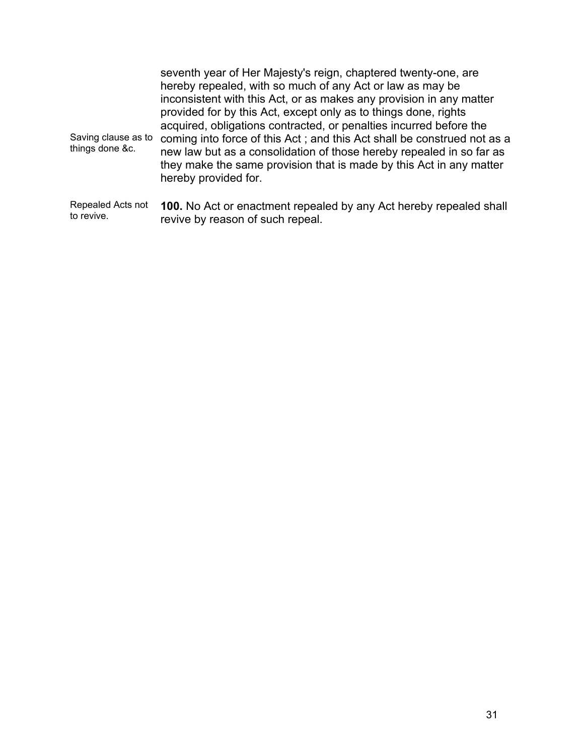seventh year of Her Majesty's reign, chaptered twenty-one, are hereby repealed, with so much of any Act or law as may be inconsistent with this Act, or as makes any provision in any matter provided for by this Act, except only as to things done, rights acquired, obligations contracted, or penalties incurred before the coming into force of this Act ; and this Act shall be construed not as a new law but as a consolidation of those hereby repealed in so far as they make the same provision that is made by this Act in any matter hereby provided for.

*Saving clause as to things done &c.*

*Repealed Acts not to revive.*

**100.** No Act or enactment repealed by any Act hereby repealed shall revive by reason of such repeal.